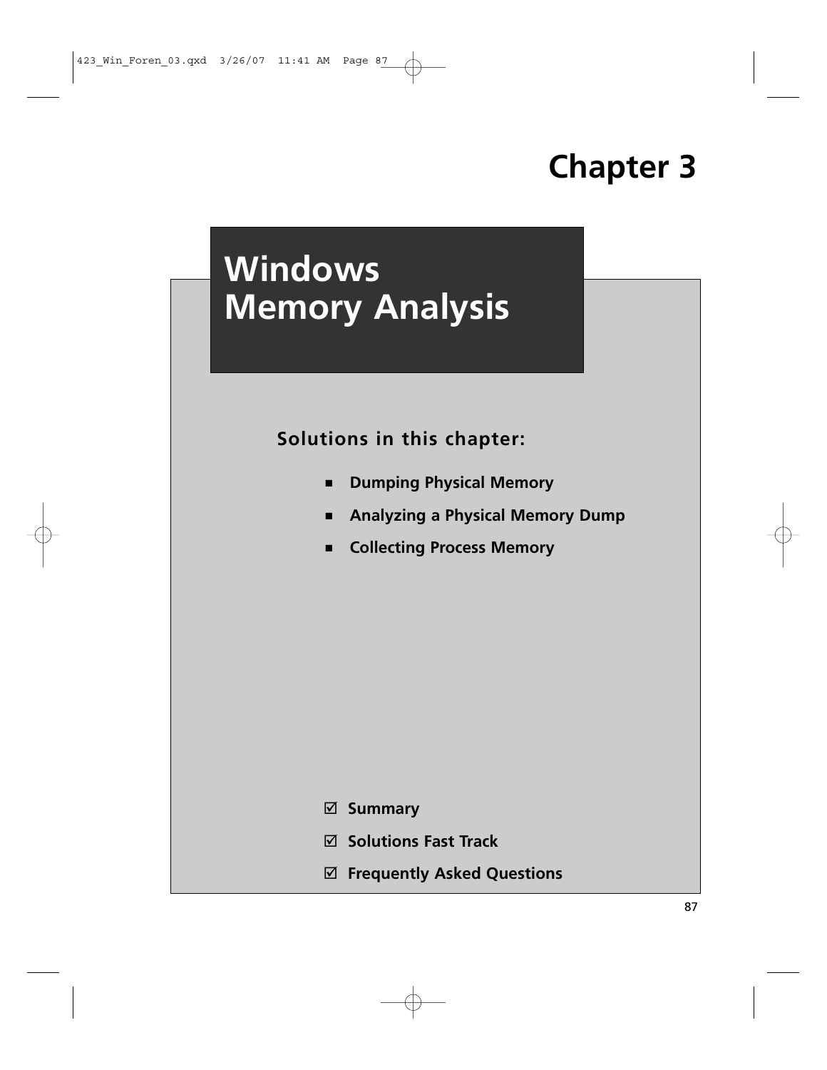# Chapter 3

# Windows Memory Analysis

**Solutions in this chapter:**

- **Dumping Physical Memory**
- **Analyzing a Physical Memory Dump**
- **Collecting Process Memory**

☑ **Summary**

☑ **Solutions Fast Track**

☑ **Frequently Asked Questions**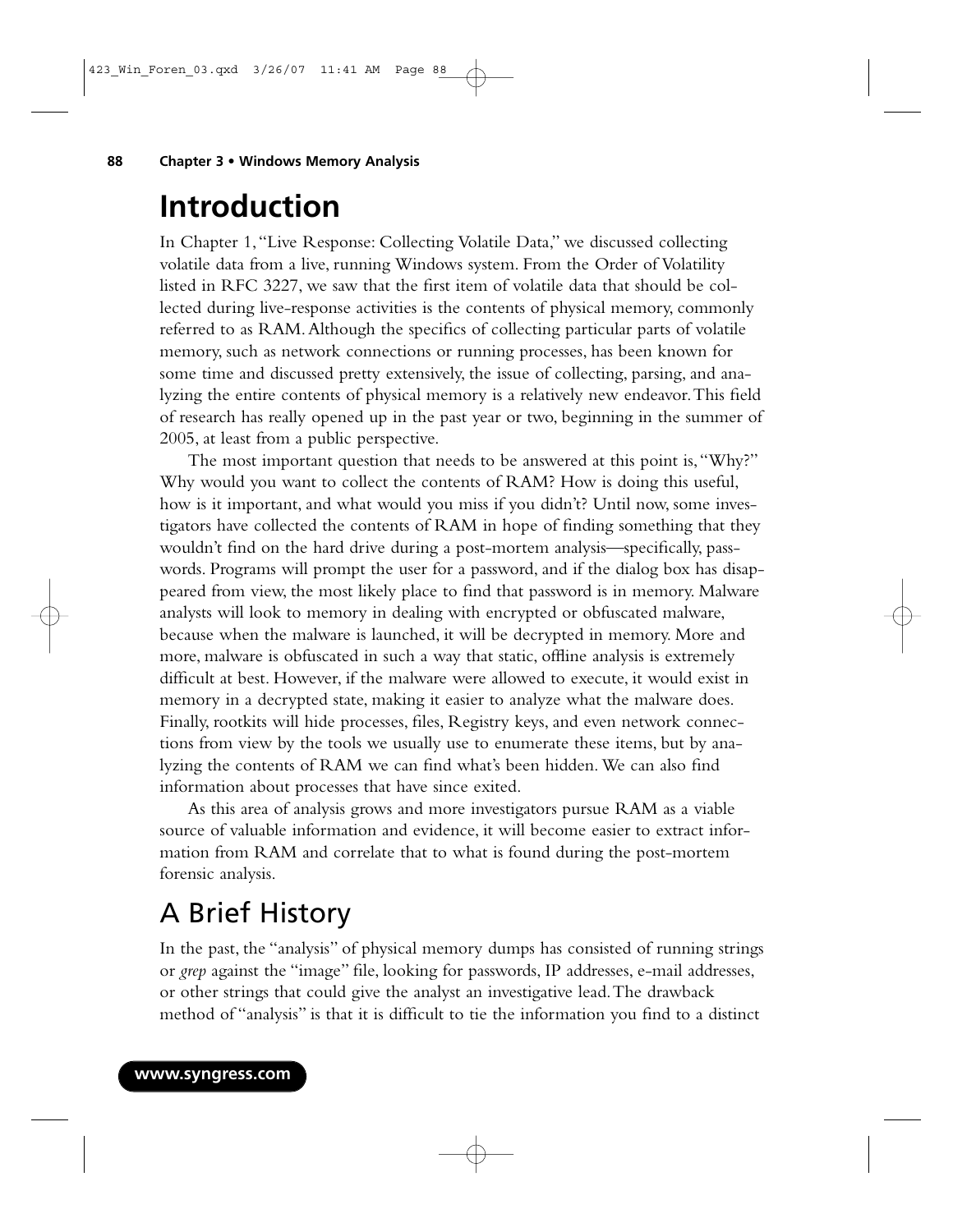# Introduction

In Chapter 1, "Live Response: Collecting Volatile Data," we discussed collecting volatile data from a live, running Windows system. From the Order of Volatility listed in RFC 3227, we saw that the first item of volatile data that should be collected during live-response activities is the contents of physical memory, commonly referred to as RAM. Although the specifics of collecting particular parts of volatile memory, such as network connections or running processes, has been known for some time and discussed pretty extensively, the issue of collecting, parsing, and analyzing the entire contents of physical memory is a relatively new endeavor. This field of research has really opened up in the past year or two, beginning in the summer of 2005, at least from a public perspective.

The most important question that needs to be answered at this point is, "Why?" Why would you want to collect the contents of RAM? How is doing this useful, how is it important, and what would you miss if you didn't? Until now, some investigators have collected the contents of RAM in hope of finding something that they wouldn't find on the hard drive during a post-mortem analysis—specifically, passwords. Programs will prompt the user for a password, and if the dialog box has disappeared from view, the most likely place to find that password is in memory. Malware analysts will look to memory in dealing with encrypted or obfuscated malware, because when the malware is launched, it will be decrypted in memory. More and more, malware is obfuscated in such a way that static, offline analysis is extremely difficult at best. However, if the malware were allowed to execute, it would exist in memory in a decrypted state, making it easier to analyze what the malware does. Finally, rootkits will hide processes, files, Registry keys, and even network connections from view by the tools we usually use to enumerate these items, but by analyzing the contents of RAM we can find what's been hidden. We can also find information about processes that have since exited.

As this area of analysis grows and more investigators pursue RAM as a viable source of valuable information and evidence, it will become easier to extract information from RAM and correlate that to what is found during the post-mortem forensic analysis.

## A Brief History

In the past, the "analysis" of physical memory dumps has consisted of running strings or *grep* against the "image" file, looking for passwords, IP addresses, e-mail addresses, or other strings that could give the analyst an investigative lead. The drawback method of "analysis" is that it is difficult to tie the information you find to a distinct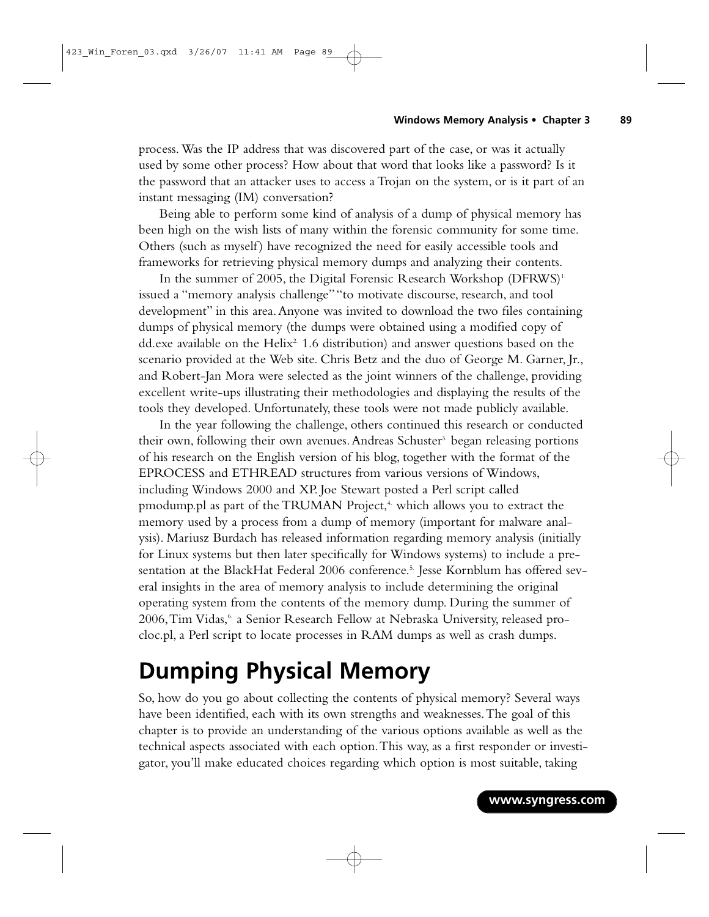process. Was the IP address that was discovered part of the case, or was it actually used by some other process? How about that word that looks like a password? Is it the password that an attacker uses to access a Trojan on the system, or is it part of an instant messaging (IM) conversation?

Being able to perform some kind of analysis of a dump of physical memory has been high on the wish lists of many within the forensic community for some time. Others (such as myself) have recognized the need for easily accessible tools and frameworks for retrieving physical memory dumps and analyzing their contents.

In the summer of 2005, the Digital Forensic Research Workshop (DFRWS)[1] issued a "memory analysis challenge" "to motivate discourse, research, and tool development" in this area. Anyone was invited to download the two files containing dumps of physical memory (the dumps were obtained using a modified copy of dd.exe available on the Helix[2] 1.6 distribution) and answer questions based on the scenario provided at the Web site. Chris Betz and the duo of George M. Garner, Jr., and Robert-Jan Mora were selected as the joint winners of the challenge, providing excellent write-ups illustrating their methodologies and displaying the results of the tools they developed. Unfortunately, these tools were not made publicly available.

In the year following the challenge, others continued this research or conducted their own, following their own avenues. Andreas Schuster[3] began releasing portions of his research on the English version of his blog, together with the format of the EPROCESS and ETHREAD structures from various versions of Windows, including Windows 2000 and XP. Joe Stewart posted a Perl script called pmodump.pl as part of the TRUMAN Project,[4] which allows you to extract the memory used by a process from a dump of memory (important for malware analysis). Mariusz Burdach has released information regarding memory analysis (initially for Linux systems but then later specifically for Windows systems) to include a presentation at the BlackHat Federal 2006 conference.[5] Jesse Kornblum has offered several insights in the area of memory analysis to include determining the original operating system from the contents of the memory dump. During the summer of 2006, Tim Vidas,[6] a Senior Research Fellow at Nebraska University, released proc-loc.pl, a Perl script to locate processes in RAM dumps as well as crash dumps.

# Dumping Physical Memory

So, how do you go about collecting the contents of physical memory? Several ways have been identified, each with its own strengths and weaknesses. The goal of this chapter is to provide an understanding of the various options available as well as the technical aspects associated with each option. This way, as a first responder or investigator, you'll make educated choices regarding which option is most suitable, taking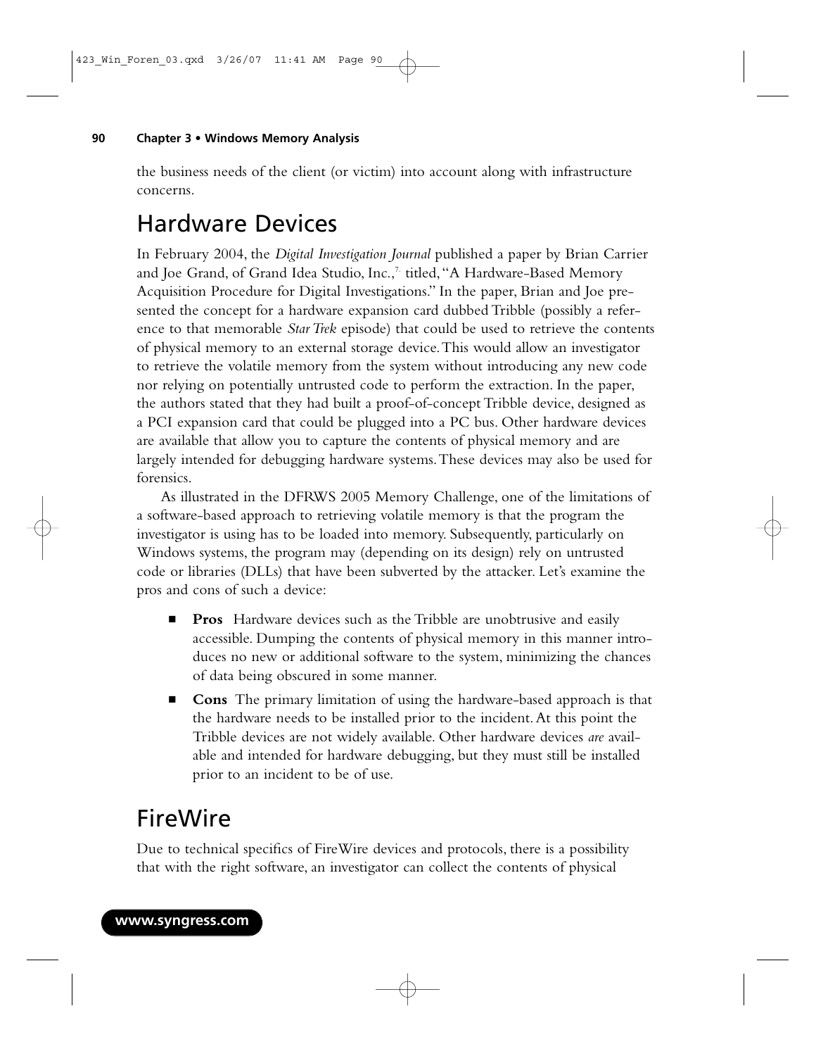the business needs of the client (or victim) into account along with infrastructure concerns.

## Hardware Devices

In February 2004, the *Digital Investigation Journal* published a paper by Brian Carrier and Joe Grand, of Grand Idea Studio, Inc.,[7] titled, "A Hardware-Based Memory Acquisition Procedure for Digital Investigations." In the paper, Brian and Joe presented the concept for a hardware expansion card dubbed Tribble (possibly a reference to that memorable *Star Trek* episode) that could be used to retrieve the contents of physical memory to an external storage device. This would allow an investigator to retrieve the volatile memory from the system without introducing any new code nor relying on potentially untrusted code to perform the extraction. In the paper, the authors stated that they had built a proof-of-concept Tribble device, designed as a PCI expansion card that could be plugged into a PC bus. Other hardware devices are available that allow you to capture the contents of physical memory and are largely intended for debugging hardware systems. These devices may also be used for forensics.

As illustrated in the DFRWS 2005 Memory Challenge, one of the limitations of a software-based approach to retrieving volatile memory is that the program the investigator is using has to be loaded into memory. Subsequently, particularly on Windows systems, the program may (depending on its design) rely on untrusted code or libraries (DLLs) that have been subverted by the attacker. Let's examine the pros and cons of such a device:

- **Pros** Hardware devices such as the Tribble are unobtrusive and easily accessible. Dumping the contents of physical memory in this manner introduces no new or additional software to the system, minimizing the chances of data being obscured in some manner.
- **Cons** The primary limitation of using the hardware-based approach is that the hardware needs to be installed prior to the incident. At this point the Tribble devices are not widely available. Other hardware devices *are* available and intended for hardware debugging, but they must still be installed prior to an incident to be of use.

## FireWire

Due to technical specifics of FireWire devices and protocols, there is a possibility that with the right software, an investigator can collect the contents of physical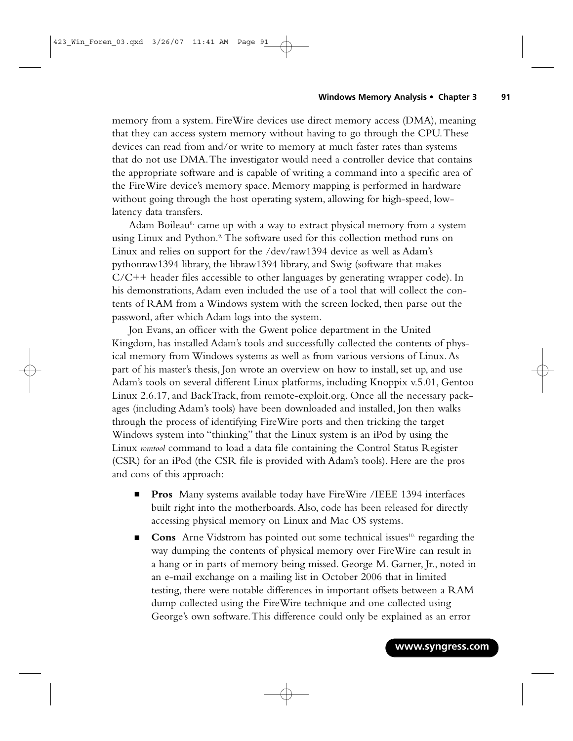memory from a system. FireWire devices use direct memory access (DMA), meaning that they can access system memory without having to go through the CPU. These devices can read from and/or write to memory at much faster rates than systems that do not use DMA. The investigator would need a controller device that contains the appropriate software and is capable of writing a command into a specific area of the FireWire device's memory space. Memory mapping is performed in hardware without going through the host operating system, allowing for high-speed, low-latency data transfers.

Adam Boileau[8] came up with a way to extract physical memory from a system using Linux and Python.[9] The software used for this collection method runs on Linux and relies on support for the /dev/raw1394 device as well as Adam's pythonraw1394 library, the libraw1394 library, and Swig (software that makes C/C++ header files accessible to other languages by generating wrapper code). In his demonstrations, Adam even included the use of a tool that will collect the contents of RAM from a Windows system with the screen locked, then parse out the password, after which Adam logs into the system.

Jon Evans, an officer with the Gwent police department in the United Kingdom, has installed Adam's tools and successfully collected the contents of physical memory from Windows systems as well as from various versions of Linux. As part of his master's thesis, Jon wrote an overview on how to install, set up, and use Adam's tools on several different Linux platforms, including Knoppix v.5.01, Gentoo Linux 2.6.17, and BackTrack, from remote-exploit.org. Once all the necessary packages (including Adam's tools) have been downloaded and installed, Jon then walks through the process of identifying FireWire ports and then tricking the target Windows system into "thinking" that the Linux system is an iPod by using the Linux *romtool* command to load a data file containing the Control Status Register (CSR) for an iPod (the CSR file is provided with Adam's tools). Here are the pros and cons of this approach:

- **Pros** Many systems available today have FireWire /IEEE 1394 interfaces built right into the motherboards. Also, code has been released for directly accessing physical memory on Linux and Mac OS systems.
- **Cons** Arne Vidstrom has pointed out some technical issues[10] regarding the way dumping the contents of physical memory over FireWire can result in a hang or in parts of memory being missed. George M. Garner, Jr., noted in an e-mail exchange on a mailing list in October 2006 that in limited testing, there were notable differences in important offsets between a RAM dump collected using the FireWire technique and one collected using George's own software. This difference could only be explained as an error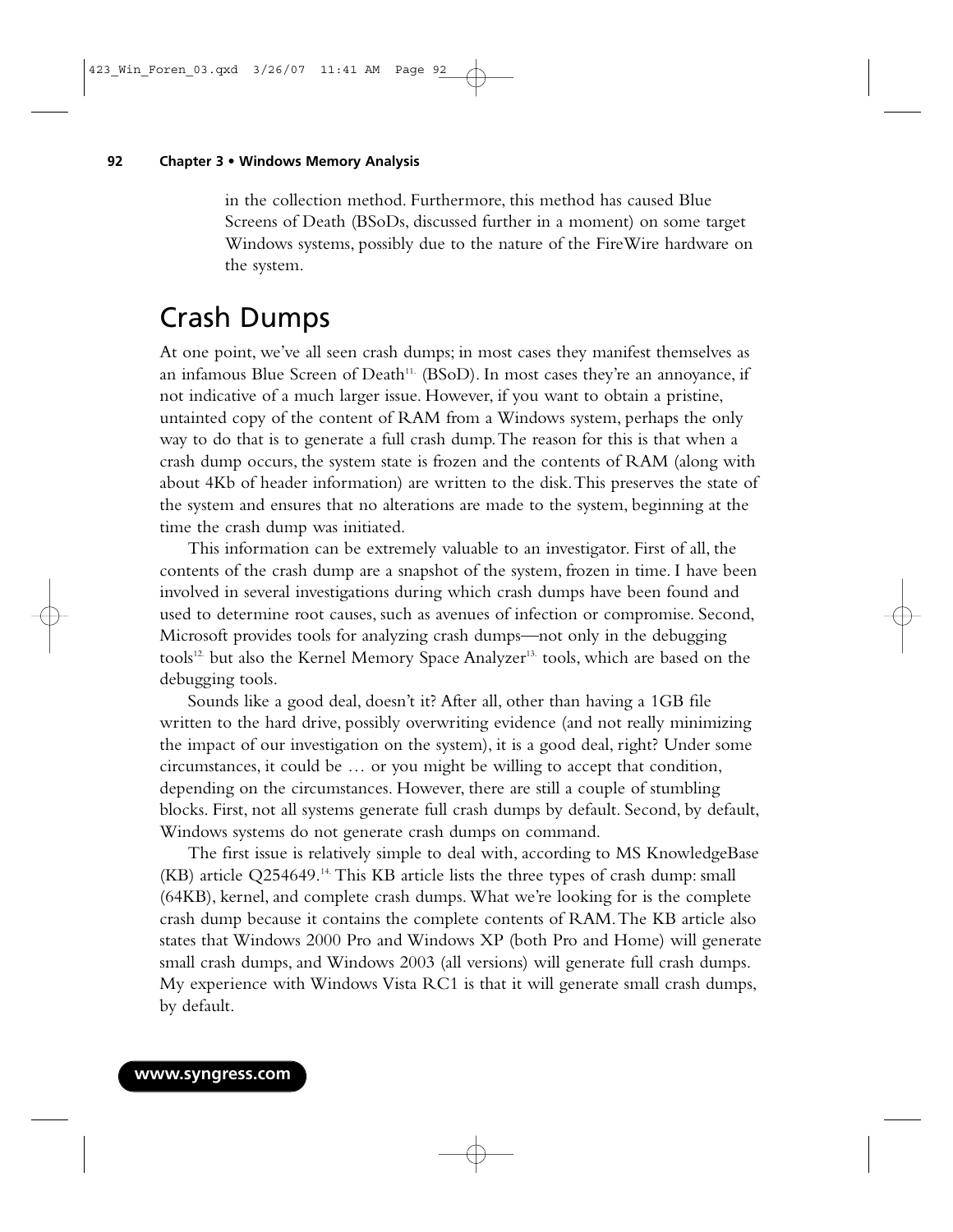in the collection method. Furthermore, this method has caused Blue Screens of Death (BSoDs, discussed further in a moment) on some target Windows systems, possibly due to the nature of the FireWire hardware on the system.

## Crash Dumps

At one point, we've all seen crash dumps; in most cases they manifest themselves as an infamous Blue Screen of Death[11] (BSoD). In most cases they're an annoyance, if not indicative of a much larger issue. However, if you want to obtain a pristine, untainted copy of the content of RAM from a Windows system, perhaps the only way to do that is to generate a full crash dump. The reason for this is that when a crash dump occurs, the system state is frozen and the contents of RAM (along with about 4Kb of header information) are written to the disk. This preserves the state of the system and ensures that no alterations are made to the system, beginning at the time the crash dump was initiated.

This information can be extremely valuable to an investigator. First of all, the contents of the crash dump are a snapshot of the system, frozen in time. I have been involved in several investigations during which crash dumps have been found and used to determine root causes, such as avenues of infection or compromise. Second, Microsoft provides tools for analyzing crash dumps—not only in the debugging tools[12] but also the Kernel Memory Space Analyzer[13] tools, which are based on the debugging tools.

Sounds like a good deal, doesn't it? After all, other than having a 1GB file written to the hard drive, possibly overwriting evidence (and not really minimizing the impact of our investigation on the system), it is a good deal, right? Under some circumstances, it could be … or you might be willing to accept that condition, depending on the circumstances. However, there are still a couple of stumbling blocks. First, not all systems generate full crash dumps by default. Second, by default, Windows systems do not generate crash dumps on command.

The first issue is relatively simple to deal with, according to MS KnowledgeBase (KB) article Q254649.[14] This KB article lists the three types of crash dump: small (64KB), kernel, and complete crash dumps. What we're looking for is the complete crash dump because it contains the complete contents of RAM. The KB article also states that Windows 2000 Pro and Windows XP (both Pro and Home) will generate small crash dumps, and Windows 2003 (all versions) will generate full crash dumps. My experience with Windows Vista RC1 is that it will generate small crash dumps, by default.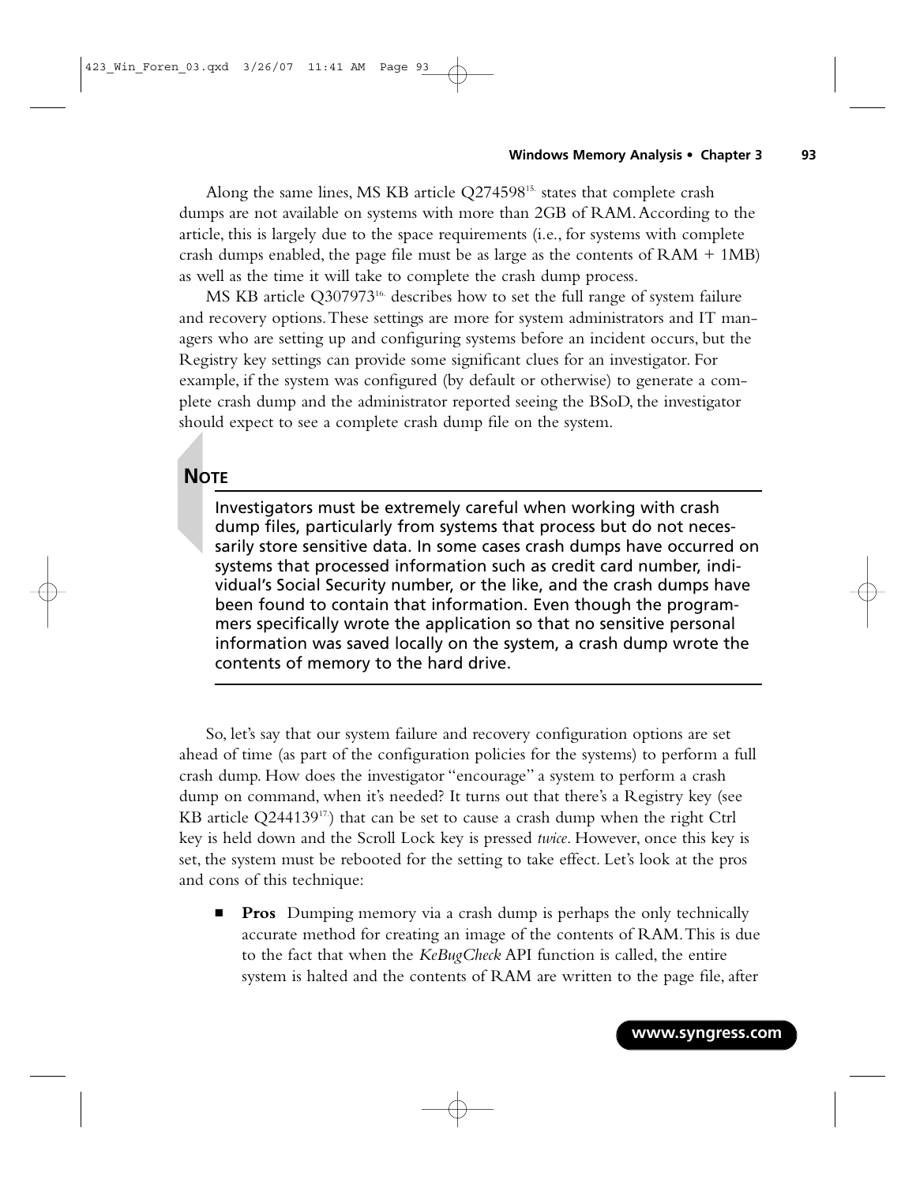Along the same lines, MS KB article Q274598[15.] states that complete crash dumps are not available on systems with more than 2GB of RAM. According to the article, this is largely due to the space requirements (i.e., for systems with complete crash dumps enabled, the page file must be as large as the contents of RAM + 1MB) as well as the time it will take to complete the crash dump process.

MS KB article Q307973[16.] describes how to set the full range of system failure and recovery options. These settings are more for system administrators and IT managers who are setting up and configuring systems before an incident occurs, but the Registry key settings can provide some significant clues for an investigator. For example, if the system was configured (by default or otherwise) to generate a complete crash dump and the administrator reported seeing the BSoD, the investigator should expect to see a complete crash dump file on the system.

**NOTE**

Investigators must be extremely careful when working with crash dump files, particularly from systems that process but do not necessarily store sensitive data. In some cases crash dumps have occurred on systems that processed information such as credit card number, individual's Social Security number, or the like, and the crash dumps have been found to contain that information. Even though the programmers specifically wrote the application so that no sensitive personal information was saved locally on the system, a crash dump wrote the contents of memory to the hard drive.

So, let's say that our system failure and recovery configuration options are set ahead of time (as part of the configuration policies for the systems) to perform a full crash dump. How does the investigator "encourage" a system to perform a crash dump on command, when it's needed? It turns out that there's a Registry key (see KB article Q244139[17.]) that can be set to cause a crash dump when the right Ctrl key is held down and the Scroll Lock key is pressed *twice*. However, once this key is set, the system must be rebooted for the setting to take effect. Let's look at the pros and cons of this technique:

- **Pros** Dumping memory via a crash dump is perhaps the only technically accurate method for creating an image of the contents of RAM. This is due to the fact that when the *KeBugCheck* API function is called, the entire system is halted and the contents of RAM are written to the page file, after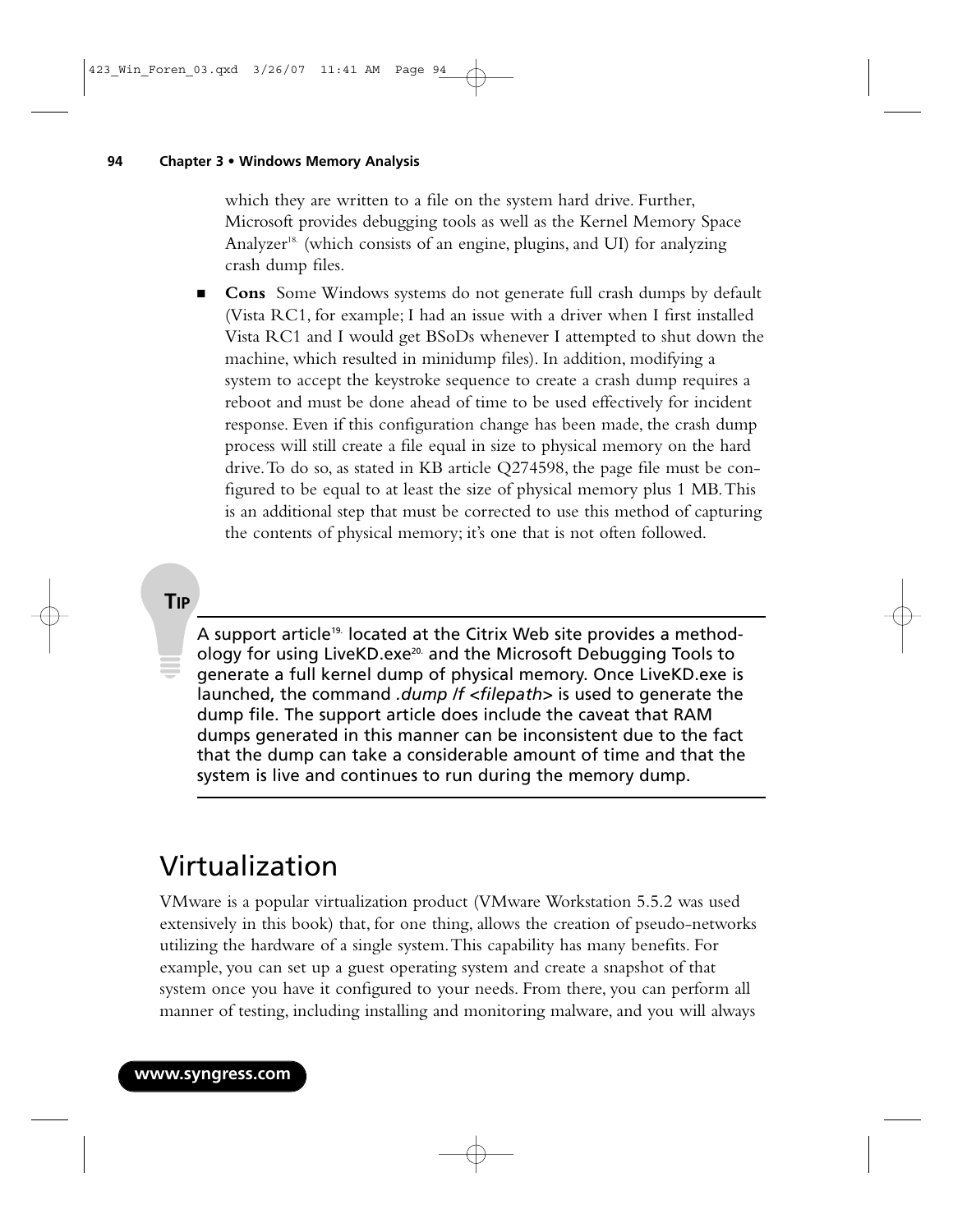which they are written to a file on the system hard drive. Further, Microsoft provides debugging tools as well as the Kernel Memory Space Analyzer[18] (which consists of an engine, plugins, and UI) for analyzing crash dump files.

- **Cons** Some Windows systems do not generate full crash dumps by default (Vista RC1, for example; I had an issue with a driver when I first installed Vista RC1 and I would get BSoDs whenever I attempted to shut down the machine, which resulted in minidump files). In addition, modifying a system to accept the keystroke sequence to create a crash dump requires a reboot and must be done ahead of time to be used effectively for incident response. Even if this configuration change has been made, the crash dump process will still create a file equal in size to physical memory on the hard drive. To do so, as stated in KB article Q274598, the page file must be configured to be equal to at least the size of physical memory plus 1 MB. This is an additional step that must be corrected to use this method of capturing the contents of physical memory; it's one that is not often followed.

**TIP**

A support article[19] located at the Citrix Web site provides a methodology for using LiveKD.exe[20] and the Microsoft Debugging Tools to generate a full kernel dump of physical memory. Once LiveKD.exe is launched, the command *.dump /f <filepath>* is used to generate the dump file. The support article does include the caveat that RAM dumps generated in this manner can be inconsistent due to the fact that the dump can take a considerable amount of time and that the system is live and continues to run during the memory dump.

## Virtualization

VMware is a popular virtualization product (VMware Workstation 5.5.2 was used extensively in this book) that, for one thing, allows the creation of pseudo-networks utilizing the hardware of a single system. This capability has many benefits. For example, you can set up a guest operating system and create a snapshot of that system once you have it configured to your needs. From there, you can perform all manner of testing, including installing and monitoring malware, and you will always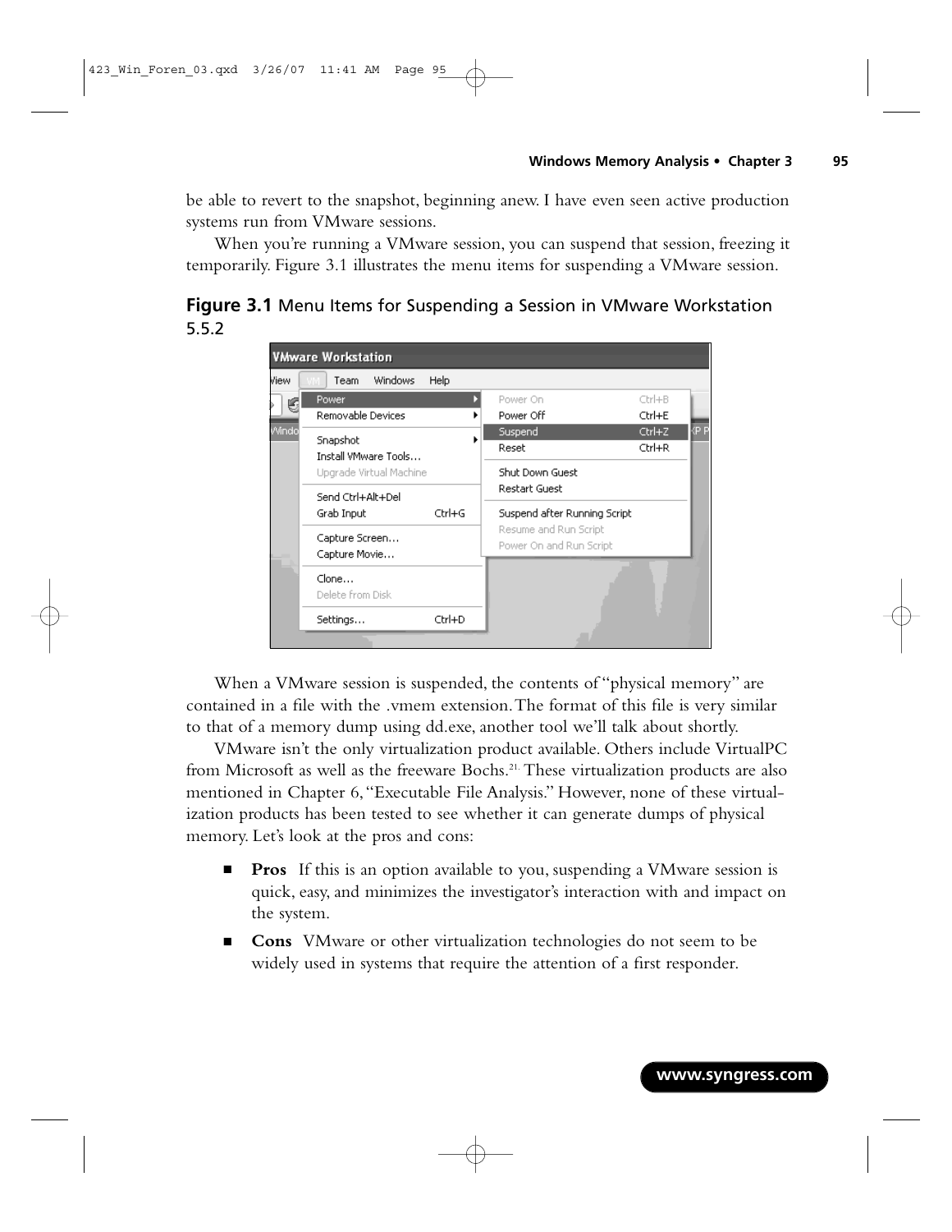be able to revert to the snapshot, beginning anew. I have even seen active production systems run from VMware sessions.

When you're running a VMware session, you can suspend that session, freezing it temporarily. Figure 3.1 illustrates the menu items for suspending a VMware session.

**Figure 3.1** Menu Items for Suspending a Session in VMware Workstation 5.5.2

When a VMware session is suspended, the contents of "physical memory" are contained in a file with the .vmem extension. The format of this file is very similar to that of a memory dump using dd.exe, another tool we'll talk about shortly.

VMware isn't the only virtualization product available. Others include VirtualPC from Microsoft as well as the freeware Bochs.[21] These virtualization products are also mentioned in Chapter 6, "Executable File Analysis." However, none of these virtualization products has been tested to see whether it can generate dumps of physical memory. Let's look at the pros and cons:

- **Pros** If this is an option available to you, suspending a VMware session is quick, easy, and minimizes the investigator's interaction with and impact on the system.
- **Cons** VMware or other virtualization technologies do not seem to be widely used in systems that require the attention of a first responder.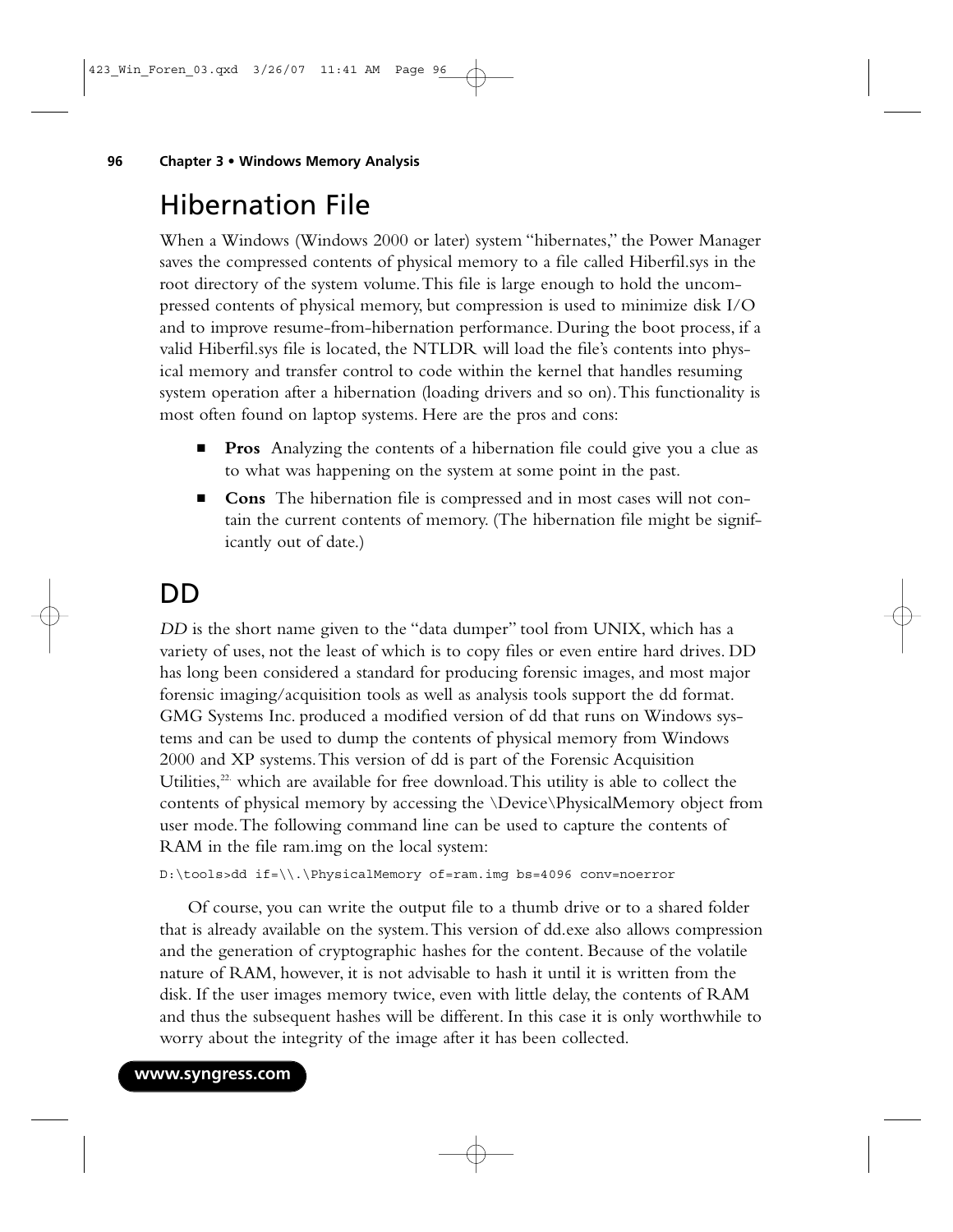## Hibernation File

When a Windows (Windows 2000 or later) system "hibernates," the Power Manager saves the compressed contents of physical memory to a file called Hiberfil.sys in the root directory of the system volume. This file is large enough to hold the uncompressed contents of physical memory, but compression is used to minimize disk I/O and to improve resume-from-hibernation performance. During the boot process, if a valid Hiberfil.sys file is located, the NTLDR will load the file's contents into physical memory and transfer control to code within the kernel that handles resuming system operation after a hibernation (loading drivers and so on). This functionality is most often found on laptop systems. Here are the pros and cons:

- **Pros** Analyzing the contents of a hibernation file could give you a clue as to what was happening on the system at some point in the past.
- **Cons** The hibernation file is compressed and in most cases will not contain the current contents of memory. (The hibernation file might be significantly out of date.)

## DD

*DD* is the short name given to the "data dumper" tool from UNIX, which has a variety of uses, not the least of which is to copy files or even entire hard drives. DD has long been considered a standard for producing forensic images, and most major forensic imaging/acquisition tools as well as analysis tools support the dd format. GMG Systems Inc. produced a modified version of dd that runs on Windows systems and can be used to dump the contents of physical memory from Windows 2000 and XP systems. This version of dd is part of the Forensic Acquisition Utilities,[22] which are available for free download. This utility is able to collect the contents of physical memory by accessing the \Device\PhysicalMemory object from user mode. The following command line can be used to capture the contents of RAM in the file ram.img on the local system:

```
D:\tools>dd if=\\.\PhysicalMemory of=ram.img bs=4096 conv=noerror
```

Of course, you can write the output file to a thumb drive or to a shared folder that is already available on the system. This version of dd.exe also allows compression and the generation of cryptographic hashes for the content. Because of the volatile nature of RAM, however, it is not advisable to hash it until it is written from the disk. If the user images memory twice, even with little delay, the contents of RAM and thus the subsequent hashes will be different. In this case it is only worthwhile to worry about the integrity of the image after it has been collected.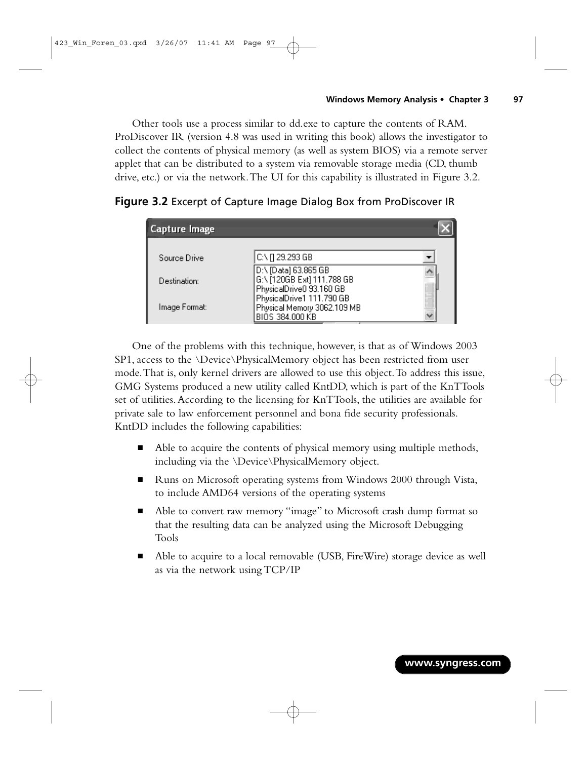Other tools use a process similar to dd.exe to capture the contents of RAM. ProDiscover IR (version 4.8 was used in writing this book) allows the investigator to collect the contents of physical memory (as well as system BIOS) via a remote server applet that can be distributed to a system via removable storage media (CD, thumb drive, etc.) or via the network. The UI for this capability is illustrated in Figure 3.2.

**Figure 3.2** Excerpt of Capture Image Dialog Box from ProDiscover IR

One of the problems with this technique, however, is that as of Windows 2003 SP1, access to the \Device\PhysicalMemory object has been restricted from user mode. That is, only kernel drivers are allowed to use this object. To address this issue, GMG Systems produced a new utility called KntDD, which is part of the KnTTools set of utilities. According to the licensing for KnTTools, the utilities are available for private sale to law enforcement personnel and bona fide security professionals. KntDD includes the following capabilities:

- Able to acquire the contents of physical memory using multiple methods, including via the \Device\PhysicalMemory object.
- Runs on Microsoft operating systems from Windows 2000 through Vista, to include AMD64 versions of the operating systems
- Able to convert raw memory "image" to Microsoft crash dump format so that the resulting data can be analyzed using the Microsoft Debugging Tools
- Able to acquire to a local removable (USB, FireWire) storage device as well as via the network using TCP/IP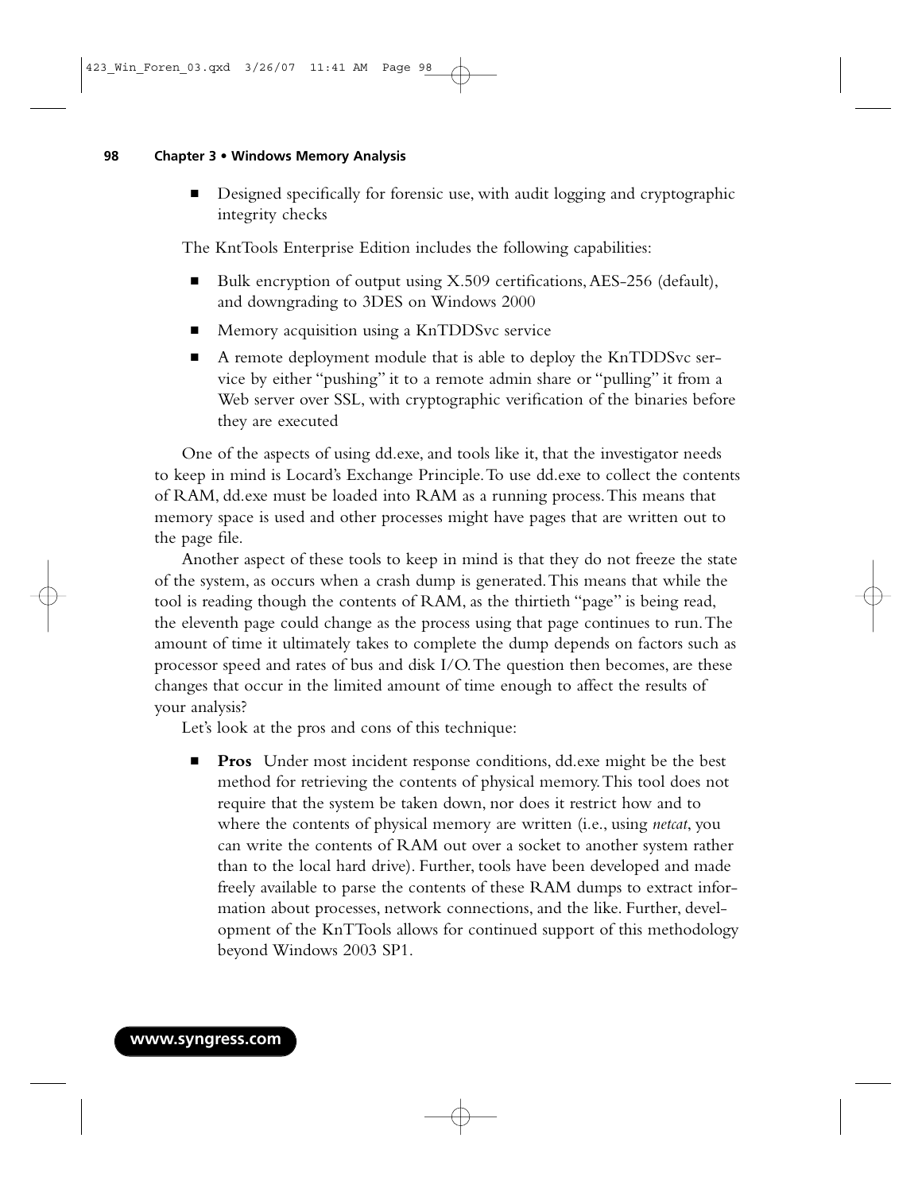- Designed specifically for forensic use, with audit logging and cryptographic integrity checks

The KntTools Enterprise Edition includes the following capabilities:

- Bulk encryption of output using X.509 certifications, AES-256 (default), and downgrading to 3DES on Windows 2000
- Memory acquisition using a KnTDDSvc service
- A remote deployment module that is able to deploy the KnTDDSvc service by either "pushing" it to a remote admin share or "pulling" it from a Web server over SSL, with cryptographic verification of the binaries before they are executed

One of the aspects of using dd.exe, and tools like it, that the investigator needs to keep in mind is Locard's Exchange Principle. To use dd.exe to collect the contents of RAM, dd.exe must be loaded into RAM as a running process. This means that memory space is used and other processes might have pages that are written out to the page file.

Another aspect of these tools to keep in mind is that they do not freeze the state of the system, as occurs when a crash dump is generated. This means that while the tool is reading though the contents of RAM, as the thirtieth "page" is being read, the eleventh page could change as the process using that page continues to run. The amount of time it ultimately takes to complete the dump depends on factors such as processor speed and rates of bus and disk I/O. The question then becomes, are these changes that occur in the limited amount of time enough to affect the results of your analysis?

Let's look at the pros and cons of this technique:

- **Pros** Under most incident response conditions, dd.exe might be the best method for retrieving the contents of physical memory. This tool does not require that the system be taken down, nor does it restrict how and to where the contents of physical memory are written (i.e., using *netcat*, you can write the contents of RAM out over a socket to another system rather than to the local hard drive). Further, tools have been developed and made freely available to parse the contents of these RAM dumps to extract information about processes, network connections, and the like. Further, development of the KnTTools allows for continued support of this methodology beyond Windows 2003 SP1.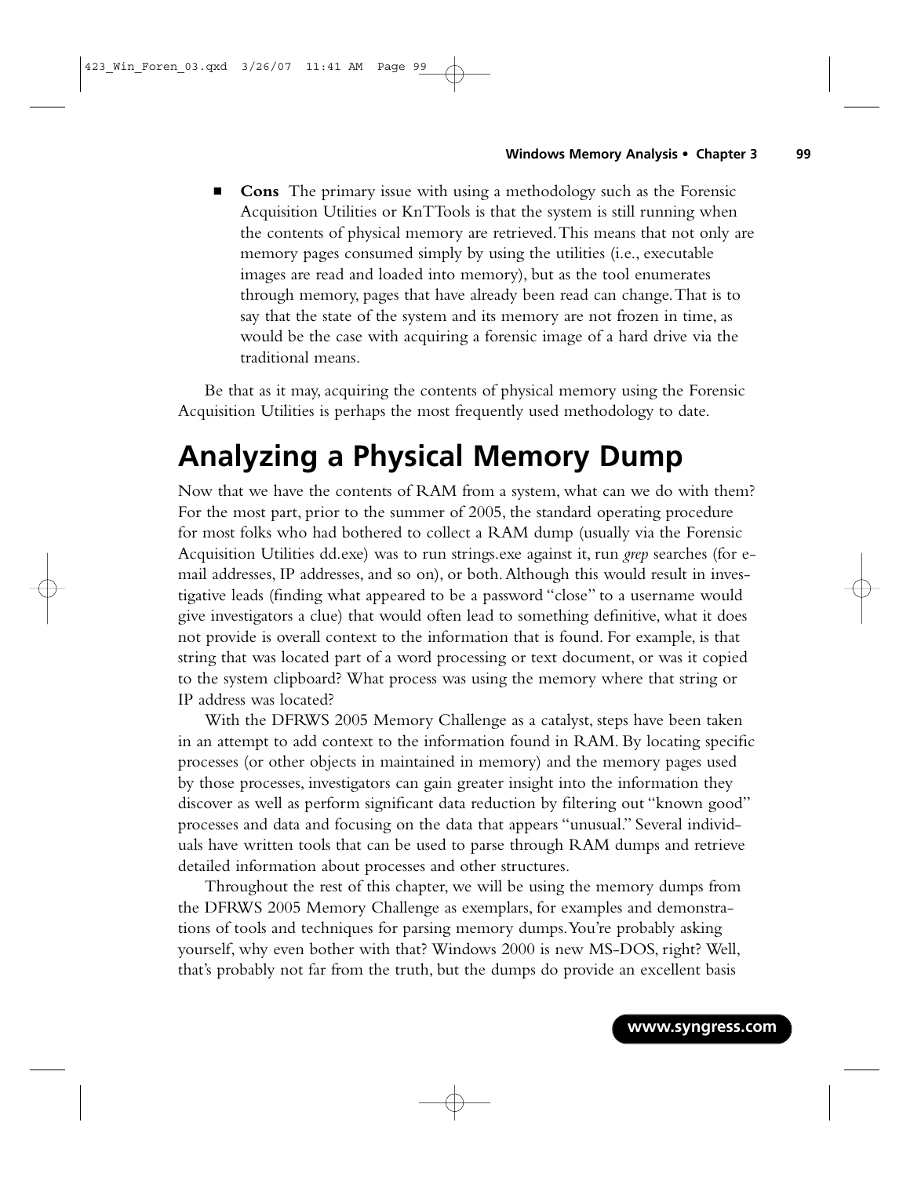- **Cons** The primary issue with using a methodology such as the Forensic Acquisition Utilities or KnTTools is that the system is still running when the contents of physical memory are retrieved. This means that not only are memory pages consumed simply by using the utilities (i.e., executable images are read and loaded into memory), but as the tool enumerates through memory, pages that have already been read can change. That is to say that the state of the system and its memory are not frozen in time, as would be the case with acquiring a forensic image of a hard drive via the traditional means.

Be that as it may, acquiring the contents of physical memory using the Forensic Acquisition Utilities is perhaps the most frequently used methodology to date.

# Analyzing a Physical Memory Dump

Now that we have the contents of RAM from a system, what can we do with them? For the most part, prior to the summer of 2005, the standard operating procedure for most folks who had bothered to collect a RAM dump (usually via the Forensic Acquisition Utilities dd.exe) was to run strings.exe against it, run *grep* searches (for e-mail addresses, IP addresses, and so on), or both. Although this would result in investigative leads (finding what appeared to be a password "close" to a username would give investigators a clue) that would often lead to something definitive, what it does not provide is overall context to the information that is found. For example, is that string that was located part of a word processing or text document, or was it copied to the system clipboard? What process was using the memory where that string or IP address was located?

With the DFRWS 2005 Memory Challenge as a catalyst, steps have been taken in an attempt to add context to the information found in RAM. By locating specific processes (or other objects in maintained in memory) and the memory pages used by those processes, investigators can gain greater insight into the information they discover as well as perform significant data reduction by filtering out "known good" processes and data and focusing on the data that appears "unusual." Several individuals have written tools that can be used to parse through RAM dumps and retrieve detailed information about processes and other structures.

Throughout the rest of this chapter, we will be using the memory dumps from the DFRWS 2005 Memory Challenge as exemplars, for examples and demonstrations of tools and techniques for parsing memory dumps. You're probably asking yourself, why even bother with that? Windows 2000 is new MS-DOS, right? Well, that's probably not far from the truth, but the dumps do provide an excellent basis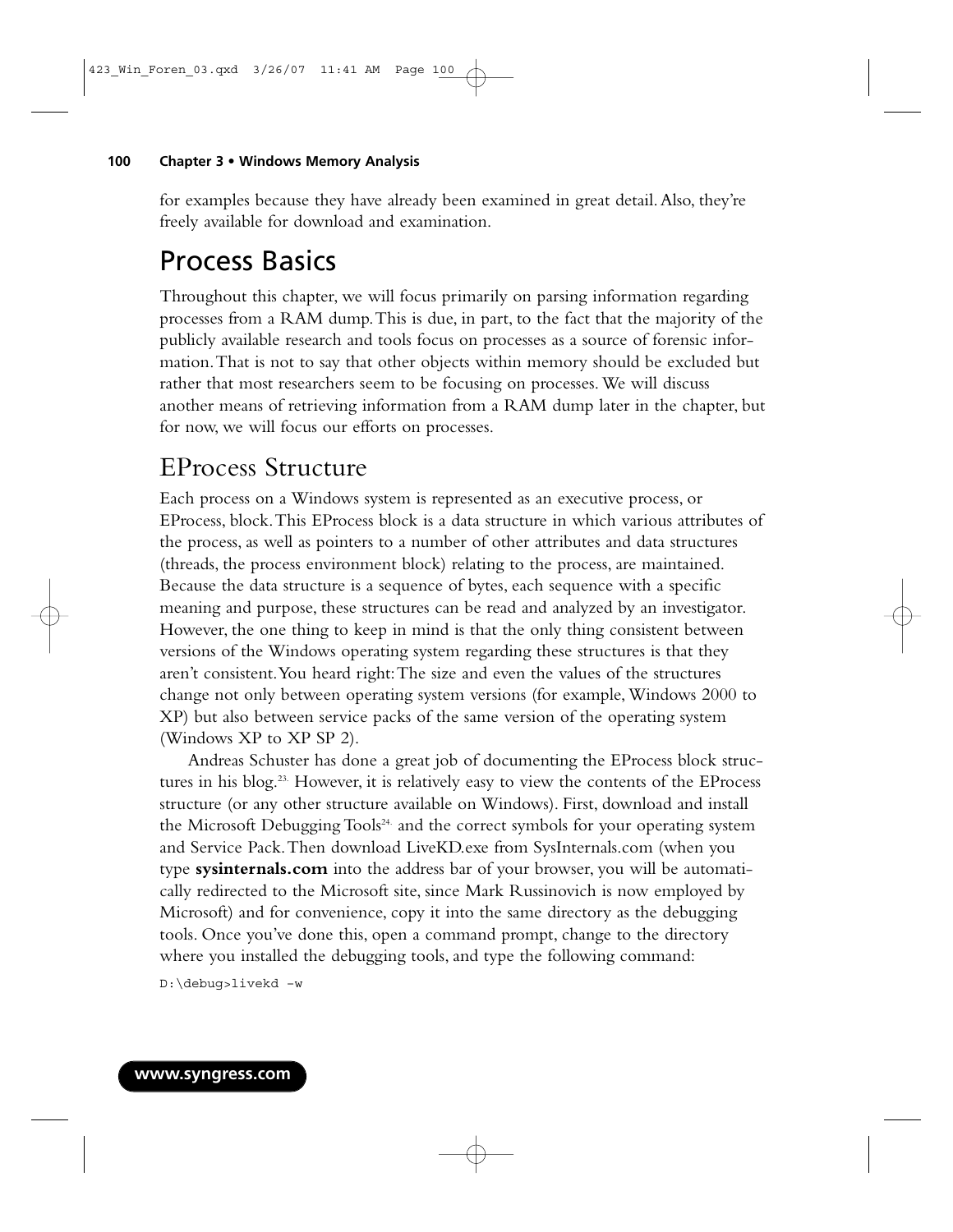for examples because they have already been examined in great detail. Also, they're freely available for download and examination.

# Process Basics

Throughout this chapter, we will focus primarily on parsing information regarding processes from a RAM dump. This is due, in part, to the fact that the majority of the publicly available research and tools focus on processes as a source of forensic information. That is not to say that other objects within memory should be excluded but rather that most researchers seem to be focusing on processes. We will discuss another means of retrieving information from a RAM dump later in the chapter, but for now, we will focus our efforts on processes.

## EProcess Structure

Each process on a Windows system is represented as an executive process, or EProcess, block. This EProcess block is a data structure in which various attributes of the process, as well as pointers to a number of other attributes and data structures (threads, the process environment block) relating to the process, are maintained. Because the data structure is a sequence of bytes, each sequence with a specific meaning and purpose, these structures can be read and analyzed by an investigator. However, the one thing to keep in mind is that the only thing consistent between versions of the Windows operating system regarding these structures is that they aren't consistent. You heard right: The size and even the values of the structures change not only between operating system versions (for example, Windows 2000 to XP) but also between service packs of the same version of the operating system (Windows XP to XP SP 2).

Andreas Schuster has done a great job of documenting the EProcess block structures in his blog.[23] However, it is relatively easy to view the contents of the EProcess structure (or any other structure available on Windows). First, download and install the Microsoft Debugging Tools[24] and the correct symbols for your operating system and Service Pack. Then download LiveKD.exe from SysInternals.com (when you type **sysinternals.com** into the address bar of your browser, you will be automatically redirected to the Microsoft site, since Mark Russinovich is now employed by Microsoft) and for convenience, copy it into the same directory as the debugging tools. Once you've done this, open a command prompt, change to the directory where you installed the debugging tools, and type the following command:

```
D:\debug>livekd -w
```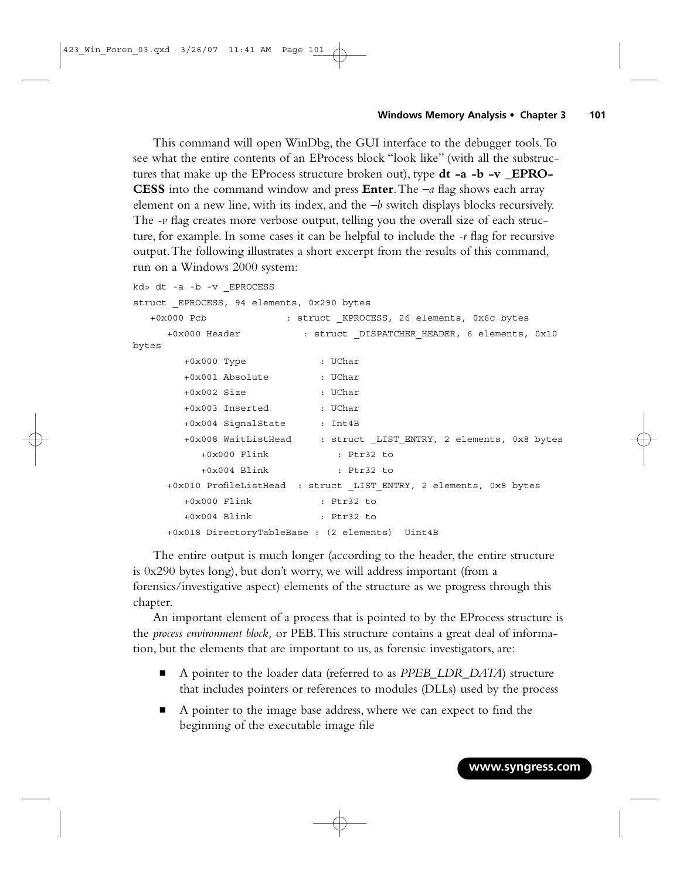This command will open WinDbg, the GUI interface to the debugger tools. To see what the entire contents of an EProcess block "look like" (with all the substructures that make up the EProcess structure broken out), type **dt -a -b -v _EPROCESS** into the command window and press **Enter**. The *–a* flag shows each array element on a new line, with its index, and the *–b* switch displays blocks recursively. The *-v* flag creates more verbose output, telling you the overall size of each structure, for example. In some cases it can be helpful to include the *-r* flag for recursive output. The following illustrates a short excerpt from the results of this command, run on a Windows 2000 system:

```
kd> dt -a -b -v _EPROCESS
struct _EPROCESS, 94 elements, 0x290 bytes
   +0x000 Pcb              : struct _KPROCESS, 26 elements, 0x6c bytes
      +0x000 Header           : struct _DISPATCHER_HEADER, 6 elements, 0x10
bytes
         +0x000 Type             : UChar
         +0x001 Absolute         : UChar
         +0x002 Size             : UChar
         +0x003 Inserted         : UChar
         +0x004 SignalState      : Int4B
         +0x008 WaitListHead     : struct _LIST_ENTRY, 2 elements, 0x8 bytes
            +0x000 Flink            : Ptr32 to
            +0x004 Blink            : Ptr32 to
      +0x010 ProfileListHead  : struct _LIST_ENTRY, 2 elements, 0x8 bytes
         +0x000 Flink            : Ptr32 to
         +0x004 Blink            : Ptr32 to
      +0x018 DirectoryTableBase : (2 elements)  Uint4B
```

The entire output is much longer (according to the header, the entire structure is 0x290 bytes long), but don't worry, we will address important (from a forensics/investigative aspect) elements of the structure as we progress through this chapter.

An important element of a process that is pointed to by the EProcess structure is the *process environment block,* or PEB. This structure contains a great deal of information, but the elements that are important to us, as forensic investigators, are:

- A pointer to the loader data (referred to as *PPEB_LDR_DATA*) structure that includes pointers or references to modules (DLLs) used by the process
- A pointer to the image base address, where we can expect to find the beginning of the executable image file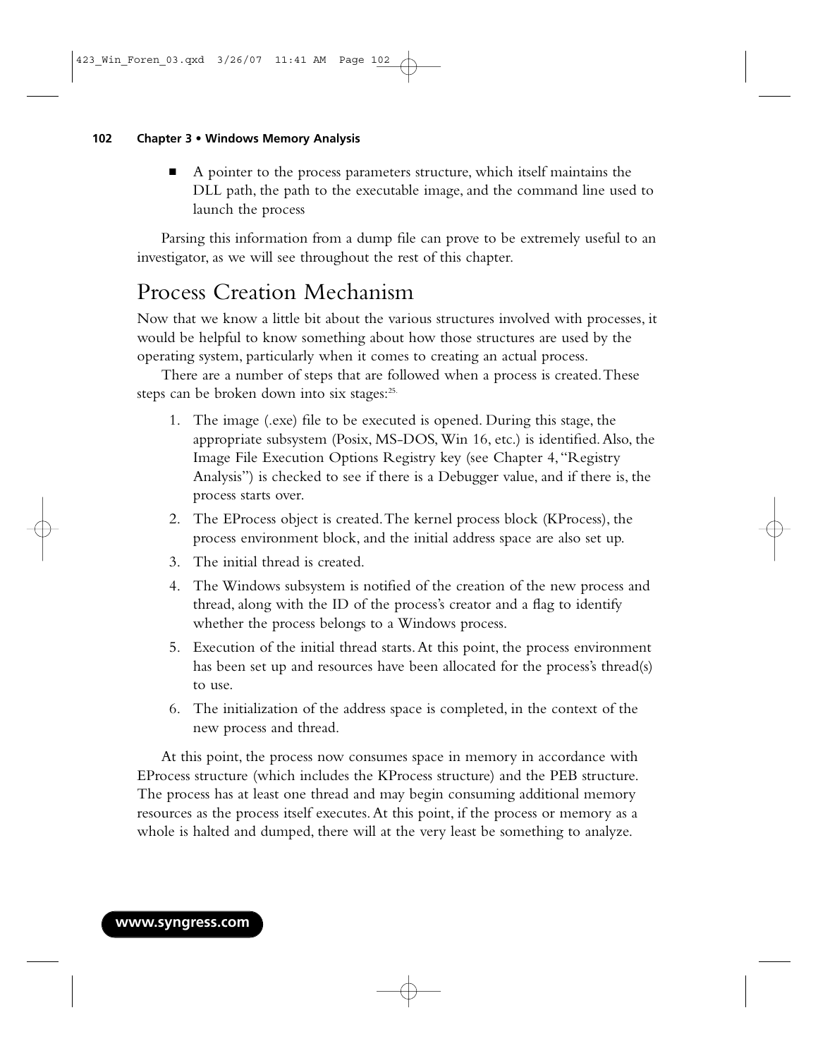- A pointer to the process parameters structure, which itself maintains the DLL path, the path to the executable image, and the command line used to launch the process

Parsing this information from a dump file can prove to be extremely useful to an investigator, as we will see throughout the rest of this chapter.

## Process Creation Mechanism

Now that we know a little bit about the various structures involved with processes, it would be helpful to know something about how those structures are used by the operating system, particularly when it comes to creating an actual process.

There are a number of steps that are followed when a process is created. These steps can be broken down into six stages:[25.]

1. The image (.exe) file to be executed is opened. During this stage, the appropriate subsystem (Posix, MS-DOS, Win 16, etc.) is identified. Also, the Image File Execution Options Registry key (see Chapter 4, "Registry Analysis") is checked to see if there is a Debugger value, and if there is, the process starts over.
2. The EProcess object is created. The kernel process block (KProcess), the process environment block, and the initial address space are also set up.
3. The initial thread is created.
4. The Windows subsystem is notified of the creation of the new process and thread, along with the ID of the process's creator and a flag to identify whether the process belongs to a Windows process.
5. Execution of the initial thread starts. At this point, the process environment has been set up and resources have been allocated for the process's thread(s) to use.
6. The initialization of the address space is completed, in the context of the new process and thread.

At this point, the process now consumes space in memory in accordance with EProcess structure (which includes the KProcess structure) and the PEB structure. The process has at least one thread and may begin consuming additional memory resources as the process itself executes. At this point, if the process or memory as a whole is halted and dumped, there will at the very least be something to analyze.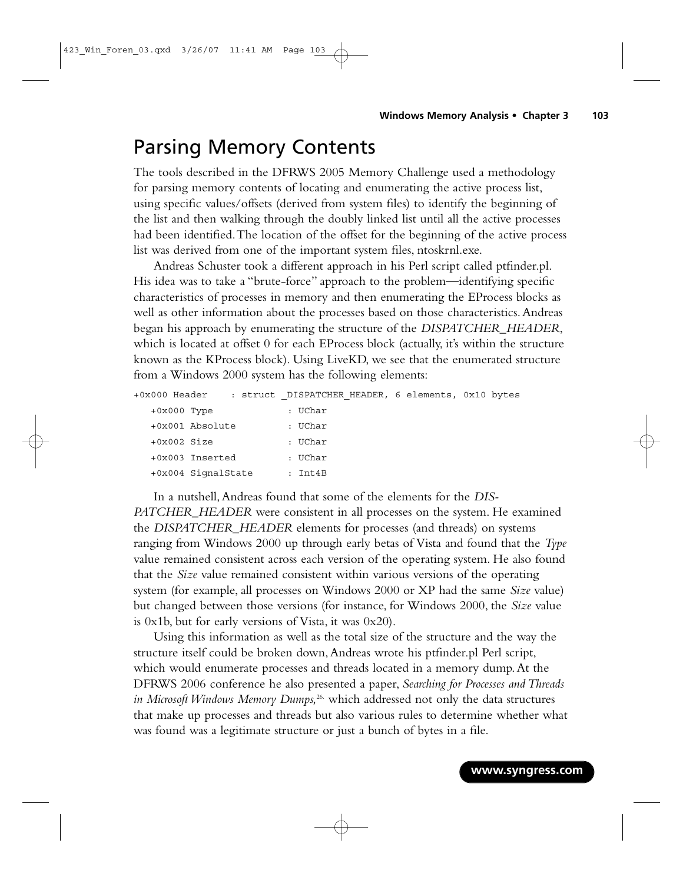# Parsing Memory Contents

The tools described in the DFRWS 2005 Memory Challenge used a methodology for parsing memory contents of locating and enumerating the active process list, using specific values/offsets (derived from system files) to identify the beginning of the list and then walking through the doubly linked list until all the active processes had been identified. The location of the offset for the beginning of the active process list was derived from one of the important system files, ntoskrnl.exe.

Andreas Schuster took a different approach in his Perl script called ptfinder.pl. His idea was to take a "brute-force" approach to the problem—identifying specific characteristics of processes in memory and then enumerating the EProcess blocks as well as other information about the processes based on those characteristics. Andreas began his approach by enumerating the structure of the *DISPATCHER_HEADER*, which is located at offset 0 for each EProcess block (actually, it's within the structure known as the KProcess block). Using LiveKD, we see that the enumerated structure from a Windows 2000 system has the following elements:

```
+0x000 Header    : struct _DISPATCHER_HEADER, 6 elements, 0x10 bytes
   +0x000 Type             : UChar
   +0x001 Absolute         : UChar
   +0x002 Size             : UChar
   +0x003 Inserted         : UChar
   +0x004 SignalState      : Int4B
```

In a nutshell, Andreas found that some of the elements for the *DISPATCHER_HEADER* were consistent in all processes on the system. He examined the *DISPATCHER_HEADER* elements for processes (and threads) on systems ranging from Windows 2000 up through early betas of Vista and found that the *Type* value remained consistent across each version of the operating system. He also found that the *Size* value remained consistent within various versions of the operating system (for example, all processes on Windows 2000 or XP had the same *Size* value) but changed between those versions (for instance, for Windows 2000, the *Size* value is 0x1b, but for early versions of Vista, it was 0x20).

Using this information as well as the total size of the structure and the way the structure itself could be broken down, Andreas wrote his ptfinder.pl Perl script, which would enumerate processes and threads located in a memory dump. At the DFRWS 2006 conference he also presented a paper, *Searching for Processes and Threads in Microsoft Windows Memory Dumps,*[26] which addressed not only the data structures that make up processes and threads but also various rules to determine whether what was found was a legitimate structure or just a bunch of bytes in a file.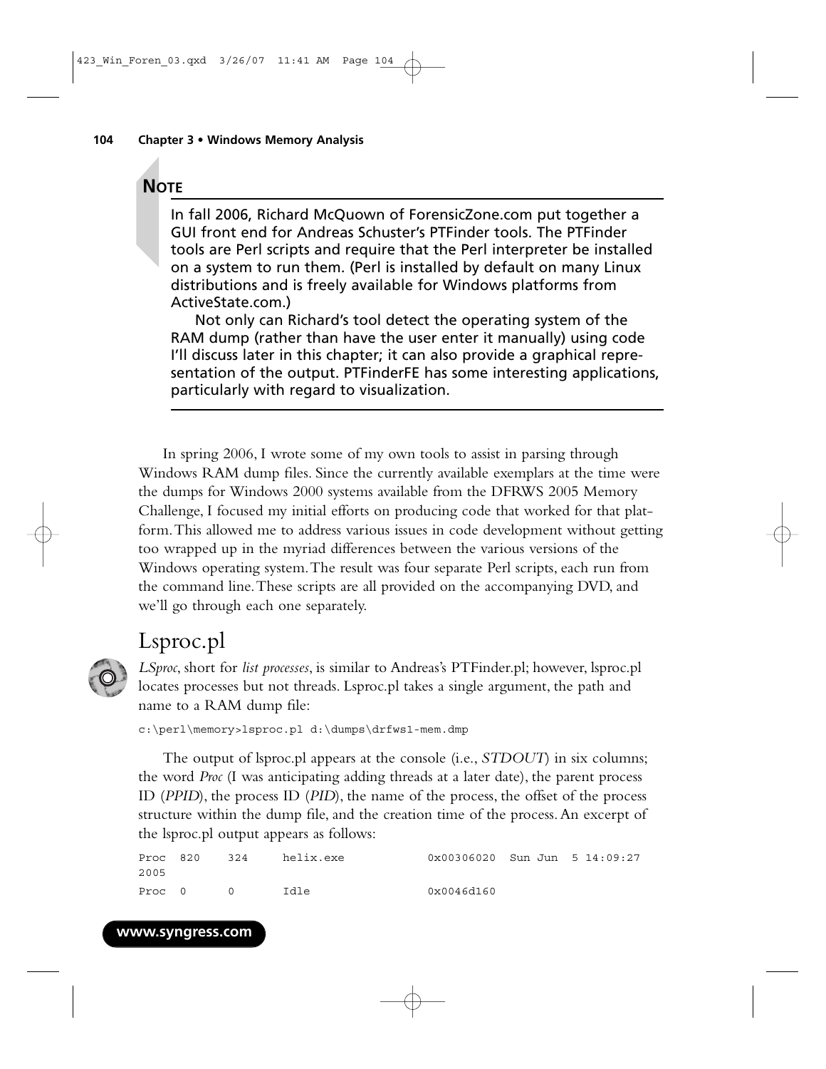**NOTE**

In fall 2006, Richard McQuown of ForensicZone.com put together a GUI front end for Andreas Schuster's PTFinder tools. The PTFinder tools are Perl scripts and require that the Perl interpreter be installed on a system to run them. (Perl is installed by default on many Linux distributions and is freely available for Windows platforms from ActiveState.com.)

Not only can Richard's tool detect the operating system of the RAM dump (rather than have the user enter it manually) using code I'll discuss later in this chapter; it can also provide a graphical representation of the output. PTFinderFE has some interesting applications, particularly with regard to visualization.

In spring 2006, I wrote some of my own tools to assist in parsing through Windows RAM dump files. Since the currently available exemplars at the time were the dumps for Windows 2000 systems available from the DFRWS 2005 Memory Challenge, I focused my initial efforts on producing code that worked for that platform. This allowed me to address various issues in code development without getting too wrapped up in the myriad differences between the various versions of the Windows operating system. The result was four separate Perl scripts, each run from the command line. These scripts are all provided on the accompanying DVD, and we'll go through each one separately.

## Lsproc.pl

*LSproc*, short for *list processes*, is similar to Andreas's PTFinder.pl; however, lsproc.pl locates processes but not threads. Lsproc.pl takes a single argument, the path and name to a RAM dump file:

```
c:\perl\memory>lsproc.pl d:\dumps\drfws1-mem.dmp
```

The output of lsproc.pl appears at the console (i.e., *STDOUT*) in six columns; the word *Proc* (I was anticipating adding threads at a later date), the parent process ID (*PPID*), the process ID (*PID*), the name of the process, the offset of the process structure within the dump file, and the creation time of the process. An excerpt of the lsproc.pl output appears as follows:

```
Proc  820    324     helix.exe            0x00306020  Sun Jun  5 14:09:27
2005
Proc  0      0       Idle                 0x0046d160
```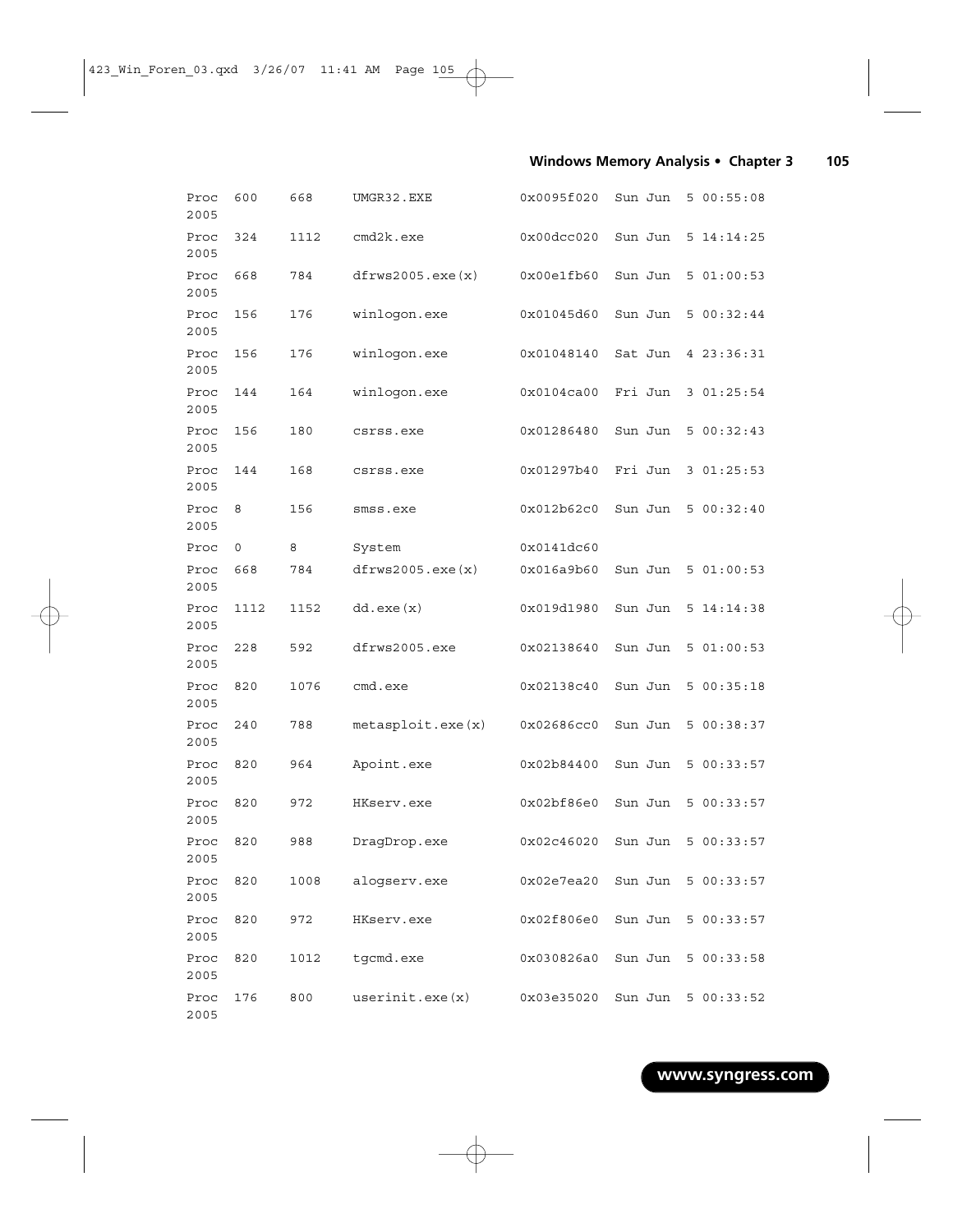```
Proc  600   668   UMGR32.EXE         0x0095f020  Sun Jun  5 00:55:08
2005
Proc  324   1112  cmd2k.exe          0x00dcc020  Sun Jun  5 14:14:25
2005
Proc  668   784   dfrws2005.exe(x)   0x00e1fb60  Sun Jun  5 01:00:53
2005
Proc  156   176   winlogon.exe       0x01045d60  Sun Jun  5 00:32:44
2005
Proc  156   176   winlogon.exe       0x01048140  Sat Jun  4 23:36:31
2005
Proc  144   164   winlogon.exe       0x0104ca00  Fri Jun  3 01:25:54
2005
Proc  156   180   csrss.exe          0x01286480  Sun Jun  5 00:32:43
2005
Proc  144   168   csrss.exe          0x01297b40  Fri Jun  3 01:25:53
2005
Proc  8     156   smss.exe           0x012b62c0  Sun Jun  5 00:32:40
2005
Proc  0     8     System             0x0141dc60
Proc  668   784   dfrws2005.exe(x)   0x016a9b60  Sun Jun  5 01:00:53
2005
Proc  1112  1152  dd.exe(x)          0x019d1980  Sun Jun  5 14:14:38
2005
Proc  228   592   dfrws2005.exe      0x02138640  Sun Jun  5 01:00:53
2005
Proc  820   1076  cmd.exe            0x02138c40  Sun Jun  5 00:35:18
2005
Proc  240   788   metasploit.exe(x)  0x02686cc0  Sun Jun  5 00:38:37
2005
Proc  820   964   Apoint.exe         0x02b84400  Sun Jun  5 00:33:57
2005
Proc  820   972   HKserv.exe         0x02bf86e0  Sun Jun  5 00:33:57
2005
Proc  820   988   DragDrop.exe       0x02c46020  Sun Jun  5 00:33:57
2005
Proc  820   1008  alogserv.exe       0x02e7ea20  Sun Jun  5 00:33:57
2005
Proc  820   972   HKserv.exe         0x02f806e0  Sun Jun  5 00:33:57
2005
Proc  820   1012  tgcmd.exe          0x030826a0  Sun Jun  5 00:33:58
2005
Proc  176   800   userinit.exe(x)    0x03e35020  Sun Jun  5 00:33:52
2005
```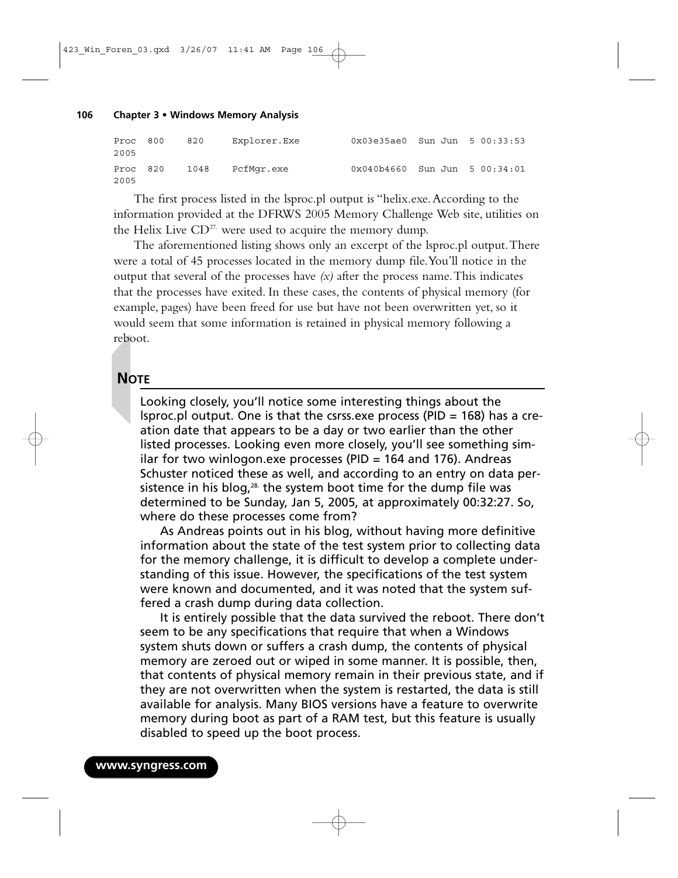```
Proc  800    820     Explorer.Exe         0x03e35ae0  Sun Jun  5 00:33:53
2005
Proc  820    1048    PcfMgr.exe           0x040b4660  Sun Jun  5 00:34:01
2005
```

The first process listed in the lsproc.pl output is "helix.exe. According to the information provided at the DFRWS 2005 Memory Challenge Web site, utilities on the Helix Live CD[27] were used to acquire the memory dump.

The aforementioned listing shows only an excerpt of the lsproc.pl output. There were a total of 45 processes located in the memory dump file. You'll notice in the output that several of the processes have *(x)* after the process name. This indicates that the processes have exited. In these cases, the contents of physical memory (for example, pages) have been freed for use but have not been overwritten yet, so it would seem that some information is retained in physical memory following a reboot.

## NOTE

Looking closely, you'll notice some interesting things about the lsproc.pl output. One is that the csrss.exe process (PID = 168) has a creation date that appears to be a day or two earlier than the other listed processes. Looking even more closely, you'll see something similar for two winlogon.exe processes (PID = 164 and 176). Andreas Schuster noticed these as well, and according to an entry on data persistence in his blog,[28] the system boot time for the dump file was determined to be Sunday, Jan 5, 2005, at approximately 00:32:27. So, where do these processes come from?

As Andreas points out in his blog, without having more definitive information about the state of the test system prior to collecting data for the memory challenge, it is difficult to develop a complete understanding of this issue. However, the specifications of the test system were known and documented, and it was noted that the system suffered a crash dump during data collection.

It is entirely possible that the data survived the reboot. There don't seem to be any specifications that require that when a Windows system shuts down or suffers a crash dump, the contents of physical memory are zeroed out or wiped in some manner. It is possible, then, that contents of physical memory remain in their previous state, and if they are not overwritten when the system is restarted, the data is still available for analysis. Many BIOS versions have a feature to overwrite memory during boot as part of a RAM test, but this feature is usually disabled to speed up the boot process.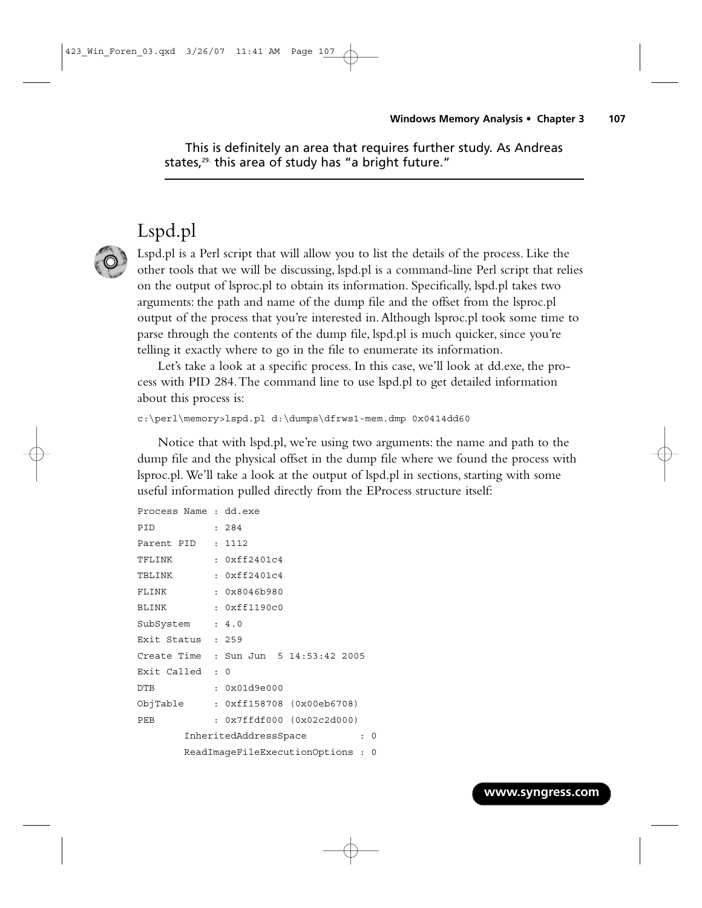This is definitely an area that requires further study. As Andreas states,[29.] this area of study has "a bright future."

## Lspd.pl

Lspd.pl is a Perl script that will allow you to list the details of the process. Like the other tools that we will be discussing, lspd.pl is a command-line Perl script that relies on the output of lsproc.pl to obtain its information. Specifically, lspd.pl takes two arguments: the path and name of the dump file and the offset from the lsproc.pl output of the process that you're interested in. Although lsproc.pl took some time to parse through the contents of the dump file, lspd.pl is much quicker, since you're telling it exactly where to go in the file to enumerate its information.

Let's take a look at a specific process. In this case, we'll look at dd.exe, the process with PID 284. The command line to use lspd.pl to get detailed information about this process is:

```
c:\perl\memory>lspd.pl d:\dumps\dfrws1-mem.dmp 0x0414dd60
```

Notice that with lspd.pl, we're using two arguments: the name and path to the dump file and the physical offset in the dump file where we found the process with lsproc.pl. We'll take a look at the output of lspd.pl in sections, starting with some useful information pulled directly from the EProcess structure itself:

```
Process Name : dd.exe
PID          : 284
Parent PID   : 1112
TFLINK       : 0xff2401c4
TBLINK       : 0xff2401c4
FLINK        : 0x8046b980
BLINK        : 0xff1190c0
SubSystem    : 4.0
Exit Status  : 259
Create Time  : Sun Jun  5 14:53:42 2005
Exit Called  : 0
DTB          : 0x01d9e000
ObjTable     : 0xff158708 (0x00eb6708)
PEB          : 0x7ffdf000 (0x02c2d000)
        InheritedAddressSpace         : 0
        ReadImageFileExecutionOptions : 0
```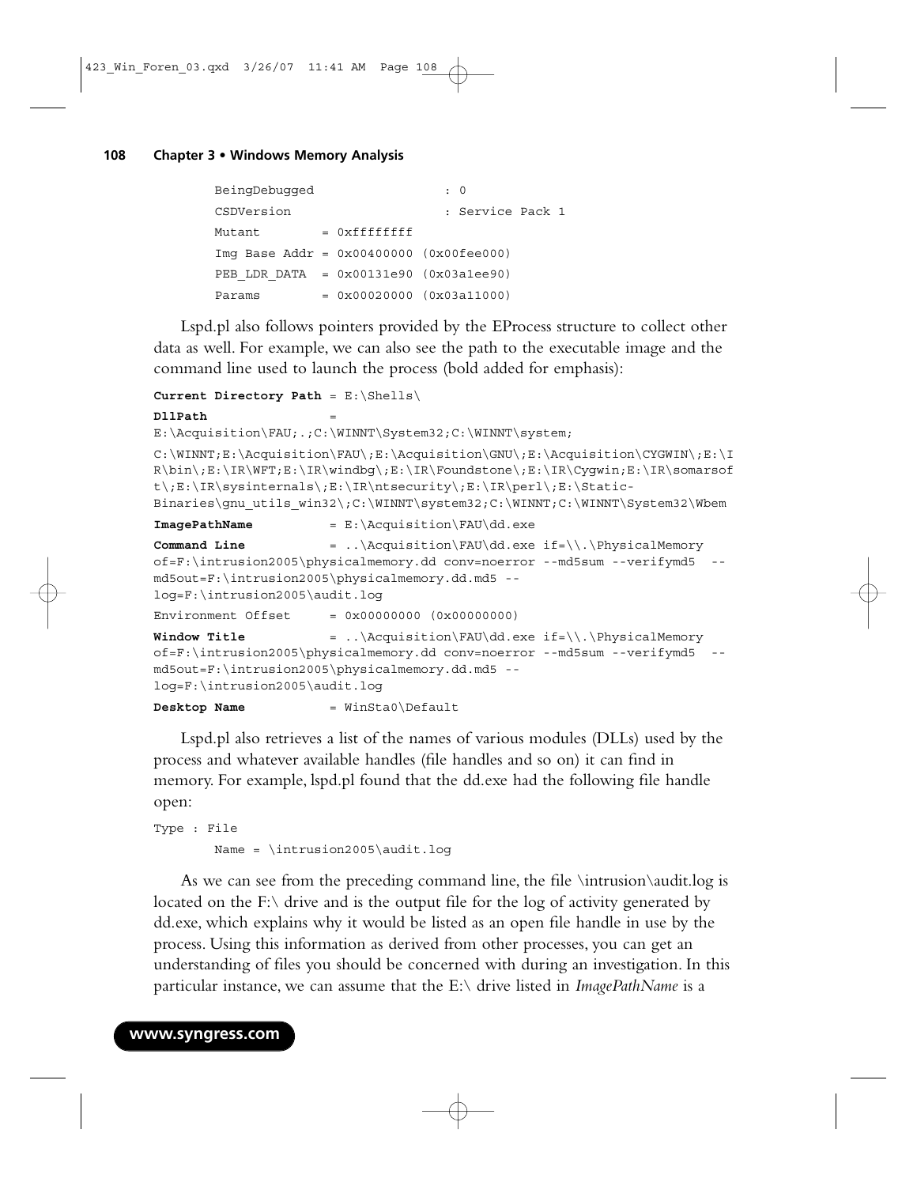```
BeingDebugged                 : 0
CSDVersion                    : Service Pack 1
Mutant        = 0xffffffff
Img Base Addr = 0x00400000 (0x00fee000)
PEB_LDR_DATA  = 0x00131e90 (0x03a1ee90)
Params        = 0x00020000 (0x03a11000)
```

Lspd.pl also follows pointers provided by the EProcess structure to collect other data as well. For example, we can also see the path to the executable image and the command line used to launch the process (bold added for emphasis):

```
Current Directory Path = E:\Shells\
DllPath              =
E:\Acquisition\FAU;.;C:\WINNT\System32;C:\WINNT\system;
C:\WINNT;E:\Acquisition\FAU\;E:\Acquisition\GNU\;E:\Acquisition\CYGWIN\;E:\I
R\bin\;E:\IR\WFT;E:\IR\windbg\;E:\IR\Foundstone\;E:\IR\Cygwin;E:\IR\somarsof
t\;E:\IR\sysinternals\;E:\IR\ntsecurity\;E:\IR\perl\;E:\Static-
Binaries\gnu_utils_win32\;C:\WINNT\system32;C:\WINNT;C:\WINNT\System32\Wbem
ImagePathName          = E:\Acquisition\FAU\dd.exe
Command Line           = ..\Acquisition\FAU\dd.exe if=\\.\PhysicalMemory
of=F:\intrusion2005\physicalmemory.dd conv=noerror --md5sum --verifymd5  --
md5out=F:\intrusion2005\physicalmemory.dd.md5 --
log=F:\intrusion2005\audit.log
Environment Offset     = 0x00000000 (0x00000000)
Window Title           = ..\Acquisition\FAU\dd.exe if=\\.\PhysicalMemory
of=F:\intrusion2005\physicalmemory.dd conv=noerror --md5sum --verifymd5  --
md5out=F:\intrusion2005\physicalmemory.dd.md5 --
log=F:\intrusion2005\audit.log
Desktop Name           = WinSta0\Default
```

Lspd.pl also retrieves a list of the names of various modules (DLLs) used by the process and whatever available handles (file handles and so on) it can find in memory. For example, lspd.pl found that the dd.exe had the following file handle open:

```
Type : File
       Name = \intrusion2005\audit.log
```

As we can see from the preceding command line, the file \intrusion\audit.log is located on the F:\ drive and is the output file for the log of activity generated by dd.exe, which explains why it would be listed as an open file handle in use by the process. Using this information as derived from other processes, you can get an understanding of files you should be concerned with during an investigation. In this particular instance, we can assume that the E:\ drive listed in *ImagePathName* is a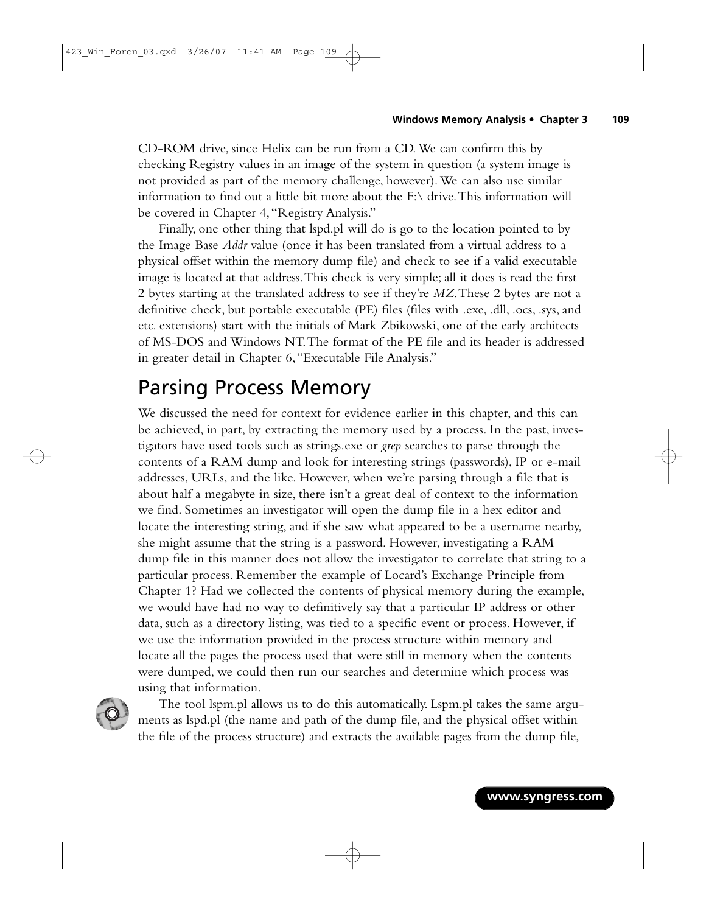CD-ROM drive, since Helix can be run from a CD. We can confirm this by checking Registry values in an image of the system in question (a system image is not provided as part of the memory challenge, however). We can also use similar information to find out a little bit more about the F:\ drive. This information will be covered in Chapter 4, "Registry Analysis."

Finally, one other thing that lspd.pl will do is go to the location pointed to by the Image Base *Addr* value (once it has been translated from a virtual address to a physical offset within the memory dump file) and check to see if a valid executable image is located at that address. This check is very simple; all it does is read the first 2 bytes starting at the translated address to see if they're *MZ*. These 2 bytes are not a definitive check, but portable executable (PE) files (files with .exe, .dll, .ocs, .sys, and etc. extensions) start with the initials of Mark Zbikowski, one of the early architects of MS-DOS and Windows NT. The format of the PE file and its header is addressed in greater detail in Chapter 6, "Executable File Analysis."

## Parsing Process Memory

We discussed the need for context for evidence earlier in this chapter, and this can be achieved, in part, by extracting the memory used by a process. In the past, investigators have used tools such as strings.exe or *grep* searches to parse through the contents of a RAM dump and look for interesting strings (passwords), IP or e-mail addresses, URLs, and the like. However, when we're parsing through a file that is about half a megabyte in size, there isn't a great deal of context to the information we find. Sometimes an investigator will open the dump file in a hex editor and locate the interesting string, and if she saw what appeared to be a username nearby, she might assume that the string is a password. However, investigating a RAM dump file in this manner does not allow the investigator to correlate that string to a particular process. Remember the example of Locard's Exchange Principle from Chapter 1? Had we collected the contents of physical memory during the example, we would have had no way to definitively say that a particular IP address or other data, such as a directory listing, was tied to a specific event or process. However, if we use the information provided in the process structure within memory and locate all the pages the process used that were still in memory when the contents were dumped, we could then run our searches and determine which process was using that information.

The tool lspm.pl allows us to do this automatically. Lspm.pl takes the same arguments as lspd.pl (the name and path of the dump file, and the physical offset within the file of the process structure) and extracts the available pages from the dump file,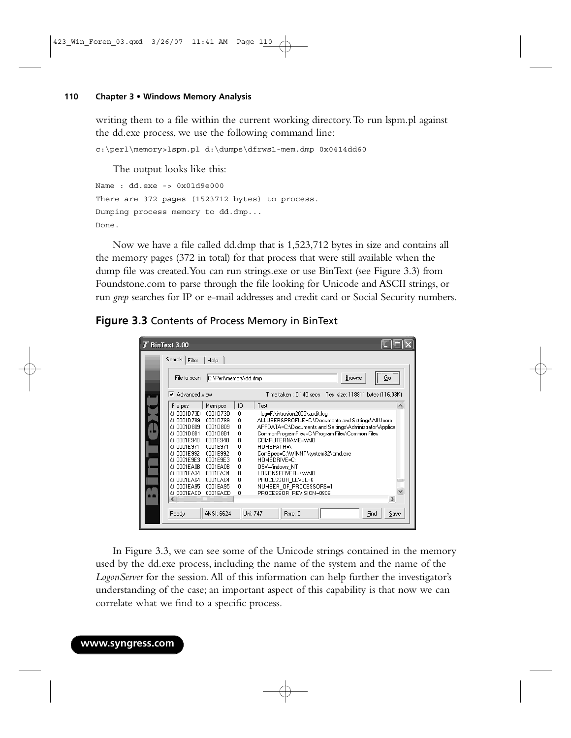writing them to a file within the current working directory. To run lspm.pl against the dd.exe process, we use the following command line:

```
c:\perl\memory>lspm.pl d:\dumps\dfrws1-mem.dmp 0x0414dd60
```

The output looks like this:

```
Name : dd.exe -> 0x01d9e000
There are 372 pages (1523712 bytes) to process.
Dumping process memory to dd.dmp...
Done.
```

Now we have a file called dd.dmp that is 1,523,712 bytes in size and contains all the memory pages (372 in total) for that process that were still available when the dump file was created. You can run strings.exe or use BinText (see Figure 3.3) from Foundstone.com to parse through the file looking for Unicode and ASCII strings, or run *grep* searches for IP or e-mail addresses and credit card or Social Security numbers.

**Figure 3.3** Contents of Process Memory in BinText

In Figure 3.3, we can see some of the Unicode strings contained in the memory used by the dd.exe process, including the name of the system and the name of the *LogonServer* for the session. All of this information can help further the investigator's understanding of the case; an important aspect of this capability is that now we can correlate what we find to a specific process.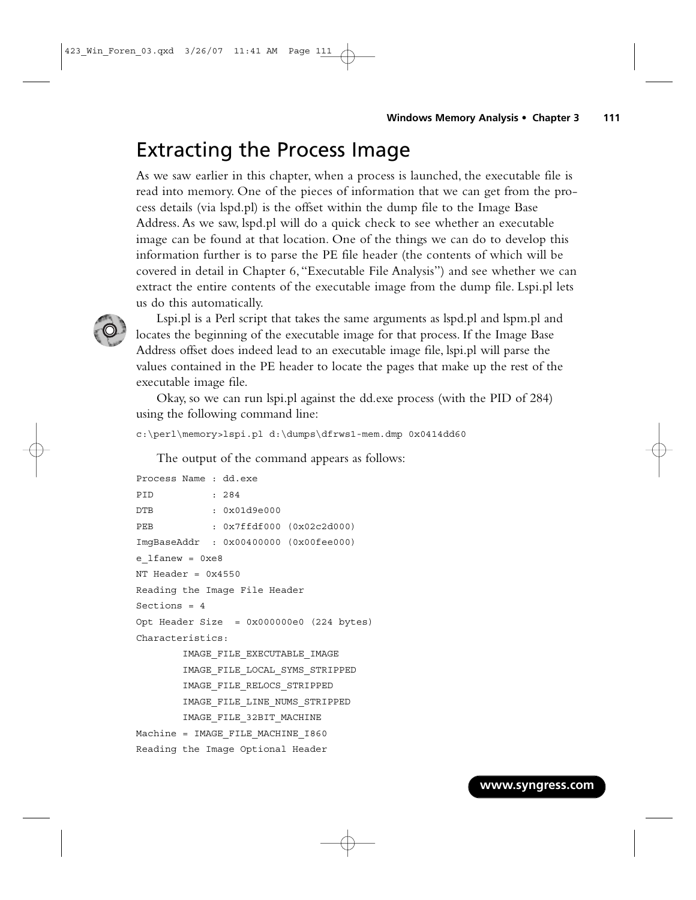# Extracting the Process Image

As we saw earlier in this chapter, when a process is launched, the executable file is read into memory. One of the pieces of information that we can get from the process details (via lspd.pl) is the offset within the dump file to the Image Base Address. As we saw, lspd.pl will do a quick check to see whether an executable image can be found at that location. One of the things we can do to develop this information further is to parse the PE file header (the contents of which will be covered in detail in Chapter 6, "Executable File Analysis") and see whether we can extract the entire contents of the executable image from the dump file. Lspi.pl lets us do this automatically.

Lspi.pl is a Perl script that takes the same arguments as lspd.pl and lspm.pl and locates the beginning of the executable image for that process. If the Image Base Address offset does indeed lead to an executable image file, lspi.pl will parse the values contained in the PE header to locate the pages that make up the rest of the executable image file.

Okay, so we can run lspi.pl against the dd.exe process (with the PID of 284) using the following command line:

```
c:\perl\memory>lspi.pl d:\dumps\dfrws1-mem.dmp 0x0414dd60
```

The output of the command appears as follows:

```
Process Name : dd.exe
PID          : 284
DTB          : 0x01d9e000
PEB          : 0x7ffdf000 (0x02c2d000)
ImgBaseAddr  : 0x00400000 (0x00fee000)
e_lfanew = 0xe8
NT Header = 0x4550
Reading the Image File Header
Sections = 4
Opt Header Size  = 0x000000e0 (224 bytes)
Characteristics:
        IMAGE_FILE_EXECUTABLE_IMAGE
        IMAGE_FILE_LOCAL_SYMS_STRIPPED
        IMAGE_FILE_RELOCS_STRIPPED
        IMAGE_FILE_LINE_NUMS_STRIPPED
        IMAGE_FILE_32BIT_MACHINE
Machine = IMAGE_FILE_MACHINE_I860
Reading the Image Optional Header
```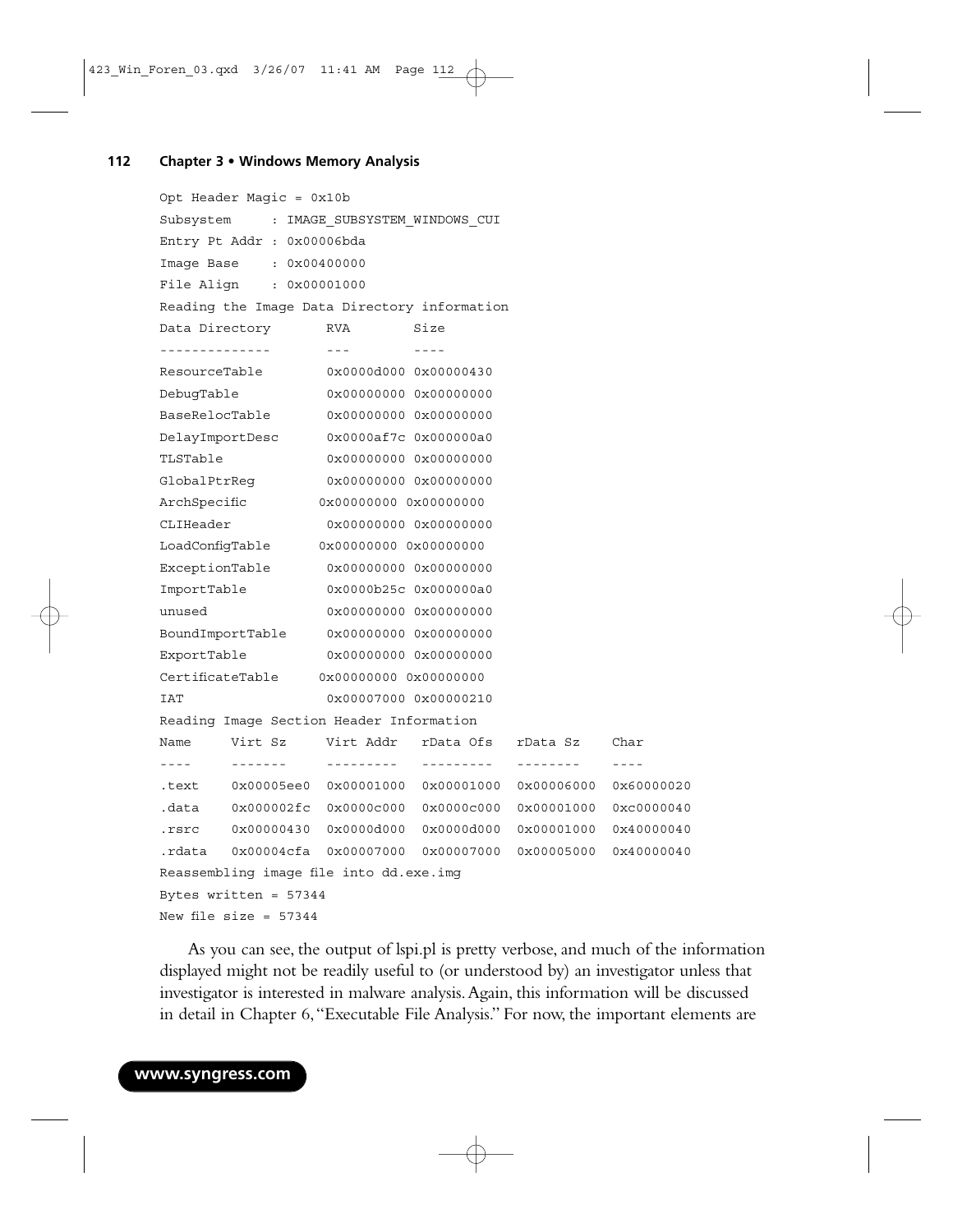```
Opt Header Magic = 0x10b
Subsystem     : IMAGE_SUBSYSTEM_WINDOWS_CUI
Entry Pt Addr : 0x00006bda
Image Base    : 0x00400000
File Align    : 0x00001000
Reading the Image Data Directory information
Data Directory       RVA        Size
--------------       ---        ----
ResourceTable        0x0000d000 0x00000430
DebugTable           0x00000000 0x00000000
BaseRelocTable       0x00000000 0x00000000
DelayImportDesc      0x0000af7c 0x000000a0
TLSTable             0x00000000 0x00000000
GlobalPtrReg         0x00000000 0x00000000
ArchSpecific         0x00000000 0x00000000
CLIHeader            0x00000000 0x00000000
LoadConfigTable      0x00000000 0x00000000
ExceptionTable       0x00000000 0x00000000
ImportTable          0x0000b25c 0x000000a0
unused               0x00000000 0x00000000
BoundImportTable     0x00000000 0x00000000
ExportTable          0x00000000 0x00000000
CertificateTable     0x00000000 0x00000000
IAT                  0x00007000 0x00000210
Reading Image Section Header Information
Name     Virt Sz     Virt Addr   rData Ofs   rData Sz    Char
----     -------     ---------   ---------   --------    ----
.text    0x00005ee0  0x00001000  0x00001000  0x00006000  0x60000020
.data    0x000002fc  0x0000c000  0x0000c000  0x00001000  0xc0000040
.rsrc    0x00000430  0x0000d000  0x0000d000  0x00001000  0x40000040
.rdata   0x00004cfa  0x00007000  0x00007000  0x00005000  0x40000040
Reassembling image file into dd.exe.img
Bytes written = 57344
New file size = 57344
```

As you can see, the output of lspi.pl is pretty verbose, and much of the information displayed might not be readily useful to (or understood by) an investigator unless that investigator is interested in malware analysis. Again, this information will be discussed in detail in Chapter 6, "Executable File Analysis." For now, the important elements are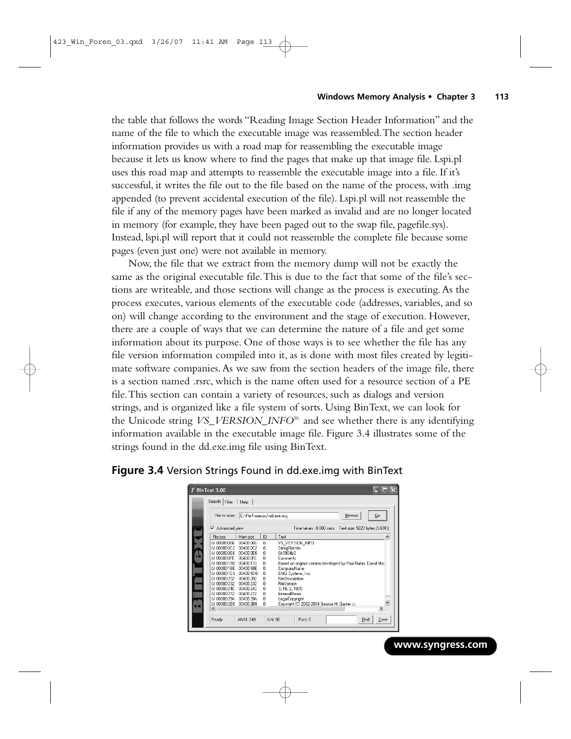the table that follows the words "Reading Image Section Header Information" and the name of the file to which the executable image was reassembled. The section header information provides us with a road map for reassembling the executable image because it lets us know where to find the pages that make up that image file. Lspi.pl uses this road map and attempts to reassemble the executable image into a file. If it's successful, it writes the file out to the file based on the name of the process, with .img appended (to prevent accidental execution of the file). Lspi.pl will not reassemble the file if any of the memory pages have been marked as invalid and are no longer located in memory (for example, they have been paged out to the swap file, pagefile.sys). Instead, lspi.pl will report that it could not reassemble the complete file because some pages (even just one) were not available in memory.

Now, the file that we extract from the memory dump will not be exactly the same as the original executable file. This is due to the fact that some of the file's sections are writeable, and those sections will change as the process is executing. As the process executes, various elements of the executable code (addresses, variables, and so on) will change according to the environment and the stage of execution. However, there are a couple of ways that we can determine the nature of a file and get some information about its purpose. One of those ways is to see whether the file has any file version information compiled into it, as is done with most files created by legitimate software companies. As we saw from the section headers of the image file, there is a section named .rsrc, which is the name often used for a resource section of a PE file. This section can contain a variety of resources, such as dialogs and version strings, and is organized like a file system of sorts. Using BinText, we can look for the Unicode string *VS_VERSION_INFO*[30] and see whether there is any identifying information available in the executable image file. Figure 3.4 illustrates some of the strings found in the dd.exe.img file using BinText.

**Figure 3.4** Version Strings Found in dd.exe.img with BinText

BinText 3.00

Search | Filter | Help

File to scan: C:\Perl\memory\dd.exe.img    Browse    Go

Advanced view    Time taken : 0.000 secs    Text size: 5827 bytes (5.69K)

File pos    Mem pos    ID    Text
U 00000D66    0040D066    0    VS_VERSION_INFO
U 00000DC2    0040D0C2    0    StringFileInfo
U 00000DE6    0040D0E6    0    040904b0
U 00000DFE    0040D0FE    0    Comments
U 00000D110    0040D110    0    Based on original version developed by Paul Rubin, David Ma
U 00000D1BE    0040D1BE    0    CompanyName
U 00000D1D8    0040D1D8    0    GMG Systems, Inc.
U 00000D202    0040D202    0    FileDescription
U 00000D232    0040D232    0    FileVersion
U 00000D24C    0040D24C    0    3, 16, 2, 1035
U 00000D272    0040D272    0    InternalName
U 00000D29A    0040D29A    0    LegalCopyright
U 00000D2B8    0040D2B8    0    Copyright (C) 2002-2004 George M. Garner Jr.

Ready    ANSI: 248    Uni: 96    Rsrc: 0    Find    Save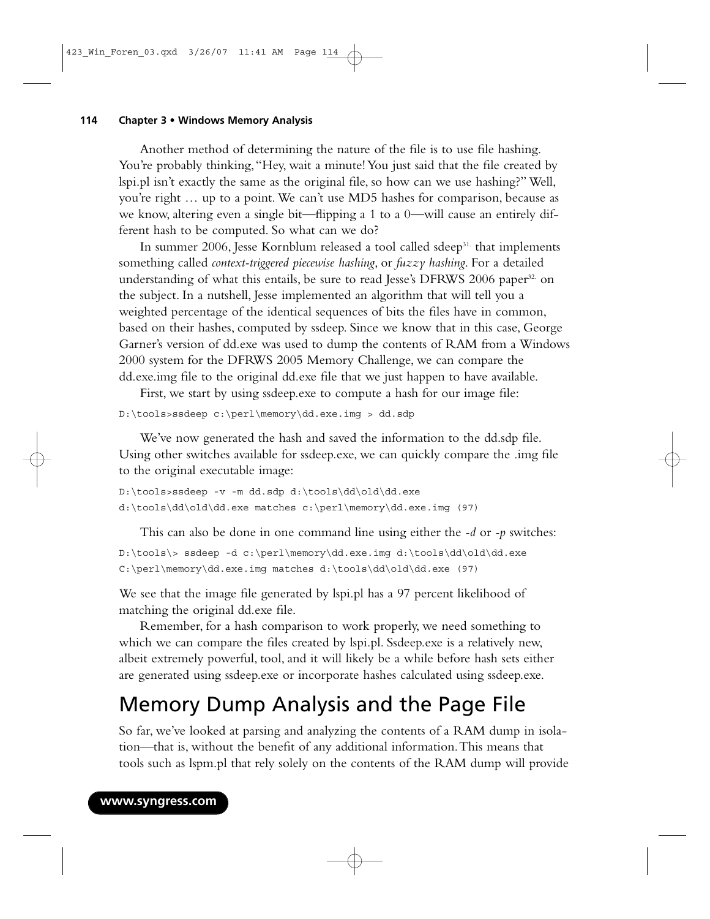Another method of determining the nature of the file is to use file hashing. You're probably thinking, "Hey, wait a minute! You just said that the file created by lspi.pl isn't exactly the same as the original file, so how can we use hashing?" Well, you're right … up to a point. We can't use MD5 hashes for comparison, because as we know, altering even a single bit—flipping a 1 to a 0—will cause an entirely different hash to be computed. So what can we do?

In summer 2006, Jesse Kornblum released a tool called sdeep[31] that implements something called *context-triggered piecewise hashing*, or *fuzzy hashing*. For a detailed understanding of what this entails, be sure to read Jesse's DFRWS 2006 paper[32] on the subject. In a nutshell, Jesse implemented an algorithm that will tell you a weighted percentage of the identical sequences of bits the files have in common, based on their hashes, computed by ssdeep. Since we know that in this case, George Garner's version of dd.exe was used to dump the contents of RAM from a Windows 2000 system for the DFRWS 2005 Memory Challenge, we can compare the dd.exe.img file to the original dd.exe file that we just happen to have available.

First, we start by using ssdeep.exe to compute a hash for our image file:

```
D:\tools>ssdeep c:\perl\memory\dd.exe.img > dd.sdp
```

We've now generated the hash and saved the information to the dd.sdp file. Using other switches available for ssdeep.exe, we can quickly compare the .img file to the original executable image:

```
D:\tools>ssdeep -v -m dd.sdp d:\tools\dd\old\dd.exe
d:\tools\dd\old\dd.exe matches c:\perl\memory\dd.exe.img (97)
```

This can also be done in one command line using either the *-d* or *-p* switches:

```
D:\tools\> ssdeep -d c:\perl\memory\dd.exe.img d:\tools\dd\old\dd.exe
C:\perl\memory\dd.exe.img matches d:\tools\dd\old\dd.exe (97)
```

We see that the image file generated by lspi.pl has a 97 percent likelihood of matching the original dd.exe file.

Remember, for a hash comparison to work properly, we need something to which we can compare the files created by lspi.pl. Ssdeep.exe is a relatively new, albeit extremely powerful, tool, and it will likely be a while before hash sets either are generated using ssdeep.exe or incorporate hashes calculated using ssdeep.exe.

# Memory Dump Analysis and the Page File

So far, we've looked at parsing and analyzing the contents of a RAM dump in isolation—that is, without the benefit of any additional information. This means that tools such as lspm.pl that rely solely on the contents of the RAM dump will provide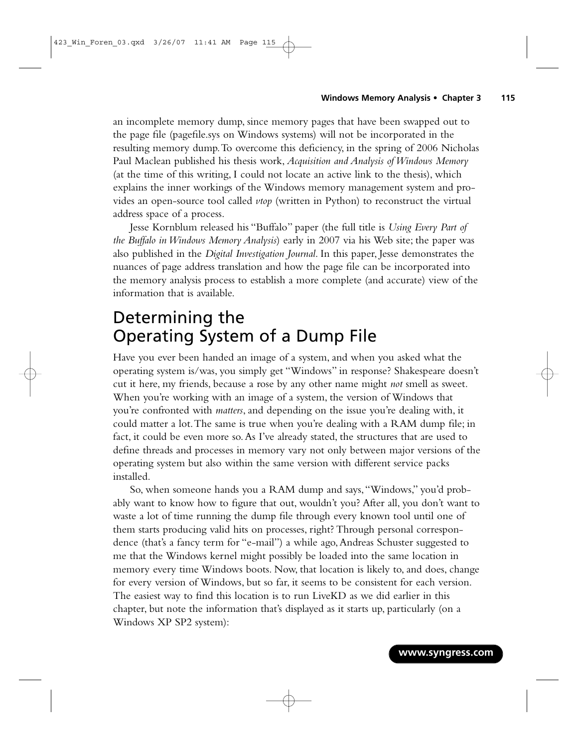an incomplete memory dump, since memory pages that have been swapped out to the page file (pagefile.sys on Windows systems) will not be incorporated in the resulting memory dump. To overcome this deficiency, in the spring of 2006 Nicholas Paul Maclean published his thesis work, *Acquisition and Analysis of Windows Memory* (at the time of this writing, I could not locate an active link to the thesis), which explains the inner workings of the Windows memory management system and provides an open-source tool called *vtop* (written in Python) to reconstruct the virtual address space of a process.

Jesse Kornblum released his "Buffalo" paper (the full title is *Using Every Part of the Buffalo in Windows Memory Analysis*) early in 2007 via his Web site; the paper was also published in the *Digital Investigation Journal*. In this paper, Jesse demonstrates the nuances of page address translation and how the page file can be incorporated into the memory analysis process to establish a more complete (and accurate) view of the information that is available.

# Determining the Operating System of a Dump File

Have you ever been handed an image of a system, and when you asked what the operating system is/was, you simply get "Windows" in response? Shakespeare doesn't cut it here, my friends, because a rose by any other name might *not* smell as sweet. When you're working with an image of a system, the version of Windows that you're confronted with *matters*, and depending on the issue you're dealing with, it could matter a lot. The same is true when you're dealing with a RAM dump file; in fact, it could be even more so. As I've already stated, the structures that are used to define threads and processes in memory vary not only between major versions of the operating system but also within the same version with different service packs installed.

So, when someone hands you a RAM dump and says, "Windows," you'd probably want to know how to figure that out, wouldn't you? After all, you don't want to waste a lot of time running the dump file through every known tool until one of them starts producing valid hits on processes, right? Through personal correspondence (that's a fancy term for "e-mail") a while ago, Andreas Schuster suggested to me that the Windows kernel might possibly be loaded into the same location in memory every time Windows boots. Now, that location is likely to, and does, change for every version of Windows, but so far, it seems to be consistent for each version. The easiest way to find this location is to run LiveKD as we did earlier in this chapter, but note the information that's displayed as it starts up, particularly (on a Windows XP SP2 system):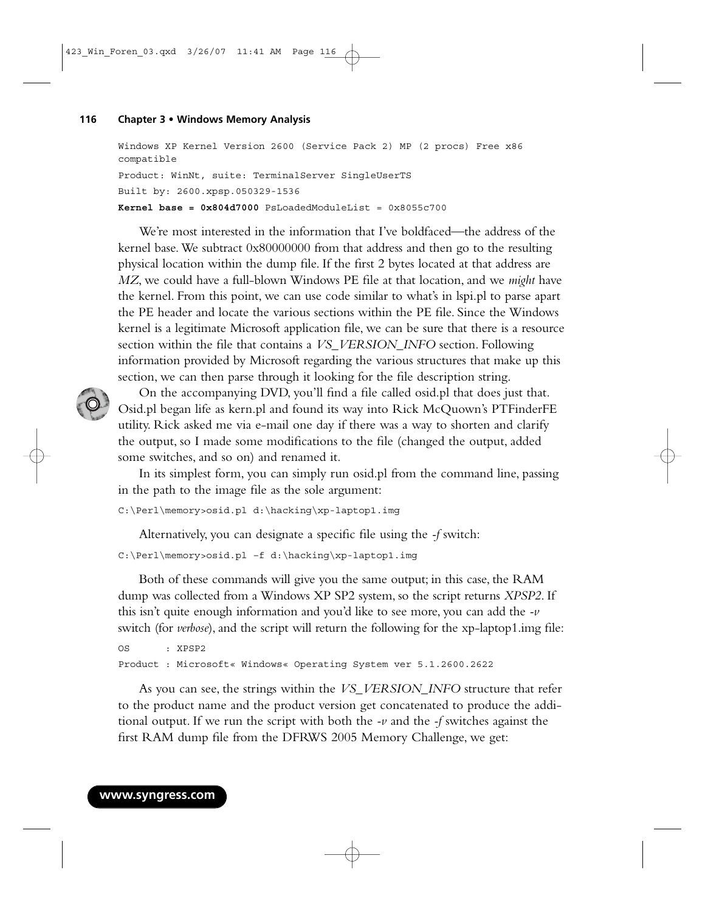```
Windows XP Kernel Version 2600 (Service Pack 2) MP (2 procs) Free x86
compatible
Product: WinNt, suite: TerminalServer SingleUserTS
Built by: 2600.xpsp.050329-1536
Kernel base = 0x804d7000 PsLoadedModuleList = 0x8055c700
```

We're most interested in the information that I've boldfaced—the address of the kernel base. We subtract 0x80000000 from that address and then go to the resulting physical location within the dump file. If the first 2 bytes located at that address are *MZ*, we could have a full-blown Windows PE file at that location, and we *might* have the kernel. From this point, we can use code similar to what's in lspi.pl to parse apart the PE header and locate the various sections within the PE file. Since the Windows kernel is a legitimate Microsoft application file, we can be sure that there is a resource section within the file that contains a *VS_VERSION_INFO* section. Following information provided by Microsoft regarding the various structures that make up this section, we can then parse through it looking for the file description string.

On the accompanying DVD, you'll find a file called osid.pl that does just that. Osid.pl began life as kern.pl and found its way into Rick McQuown's PTFinderFE utility. Rick asked me via e-mail one day if there was a way to shorten and clarify the output, so I made some modifications to the file (changed the output, added some switches, and so on) and renamed it.

In its simplest form, you can simply run osid.pl from the command line, passing in the path to the image file as the sole argument:

```
C:\Perl\memory>osid.pl d:\hacking\xp-laptop1.img
```

Alternatively, you can designate a specific file using the *-f* switch:

```
C:\Perl\memory>osid.pl –f d:\hacking\xp-laptop1.img
```

Both of these commands will give you the same output; in this case, the RAM dump was collected from a Windows XP SP2 system, so the script returns *XPSP2*. If this isn't quite enough information and you'd like to see more, you can add the *-v* switch (for *verbose*), and the script will return the following for the xp-laptop1.img file:

```
OS      : XPSP2
Product : Microsoft« Windows« Operating System ver 5.1.2600.2622
```

As you can see, the strings within the *VS_VERSION_INFO* structure that refer to the product name and the product version get concatenated to produce the additional output. If we run the script with both the *-v* and the *-f* switches against the first RAM dump file from the DFRWS 2005 Memory Challenge, we get: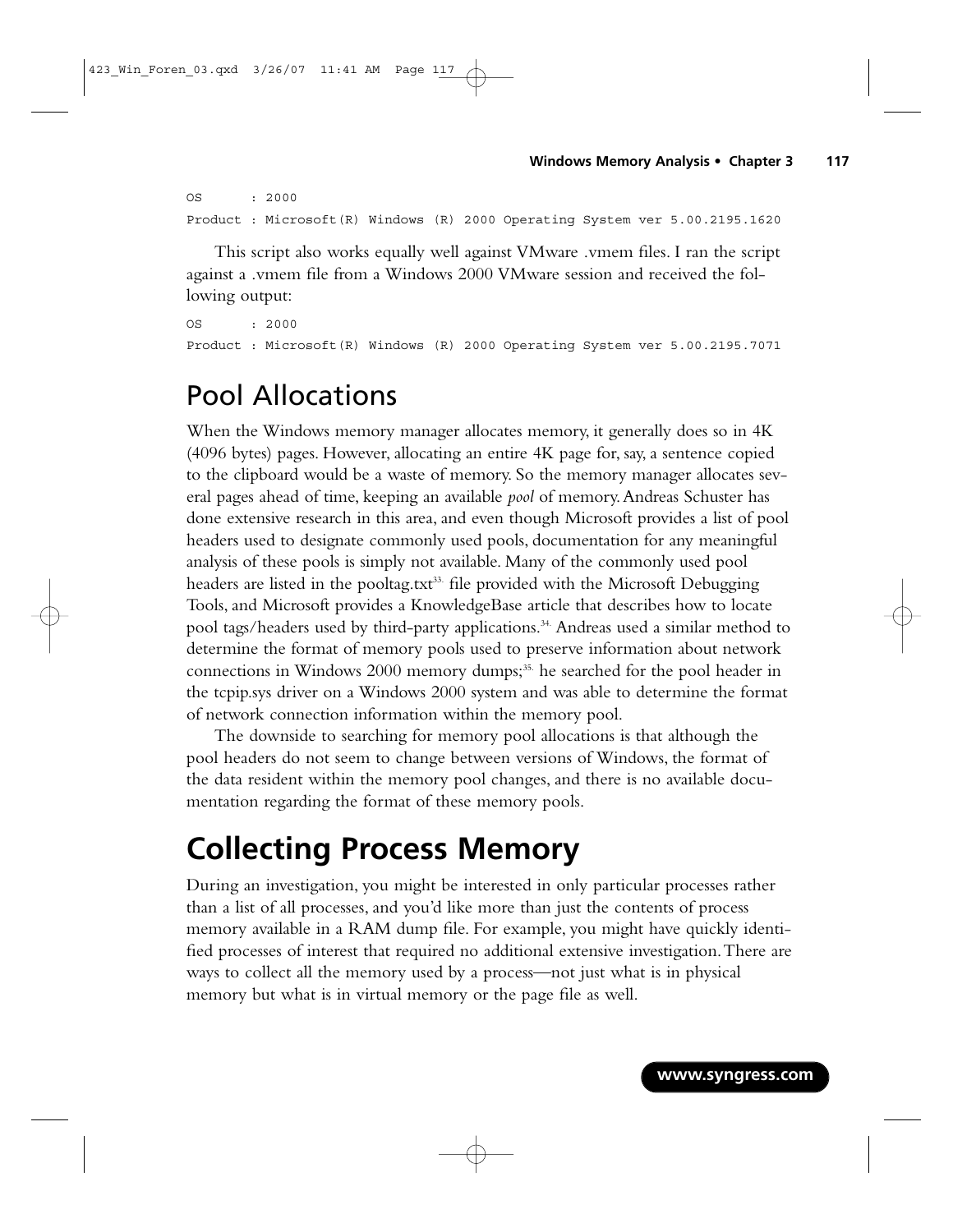```
OS      : 2000
Product : Microsoft(R) Windows (R) 2000 Operating System ver 5.00.2195.1620
```

This script also works equally well against VMware .vmem files. I ran the script against a .vmem file from a Windows 2000 VMware session and received the following output:

```
OS      : 2000
Product : Microsoft(R) Windows (R) 2000 Operating System ver 5.00.2195.7071
```

## Pool Allocations

When the Windows memory manager allocates memory, it generally does so in 4K (4096 bytes) pages. However, allocating an entire 4K page for, say, a sentence copied to the clipboard would be a waste of memory. So the memory manager allocates several pages ahead of time, keeping an available *pool* of memory. Andreas Schuster has done extensive research in this area, and even though Microsoft provides a list of pool headers used to designate commonly used pools, documentation for any meaningful analysis of these pools is simply not available. Many of the commonly used pool headers are listed in the pooltag.txt[33] file provided with the Microsoft Debugging Tools, and Microsoft provides a KnowledgeBase article that describes how to locate pool tags/headers used by third-party applications.[34] Andreas used a similar method to determine the format of memory pools used to preserve information about network connections in Windows 2000 memory dumps;[35] he searched for the pool header in the tcpip.sys driver on a Windows 2000 system and was able to determine the format of network connection information within the memory pool.

The downside to searching for memory pool allocations is that although the pool headers do not seem to change between versions of Windows, the format of the data resident within the memory pool changes, and there is no available documentation regarding the format of these memory pools.

# Collecting Process Memory

During an investigation, you might be interested in only particular processes rather than a list of all processes, and you'd like more than just the contents of process memory available in a RAM dump file. For example, you might have quickly identified processes of interest that required no additional extensive investigation. There are ways to collect all the memory used by a process—not just what is in physical memory but what is in virtual memory or the page file as well.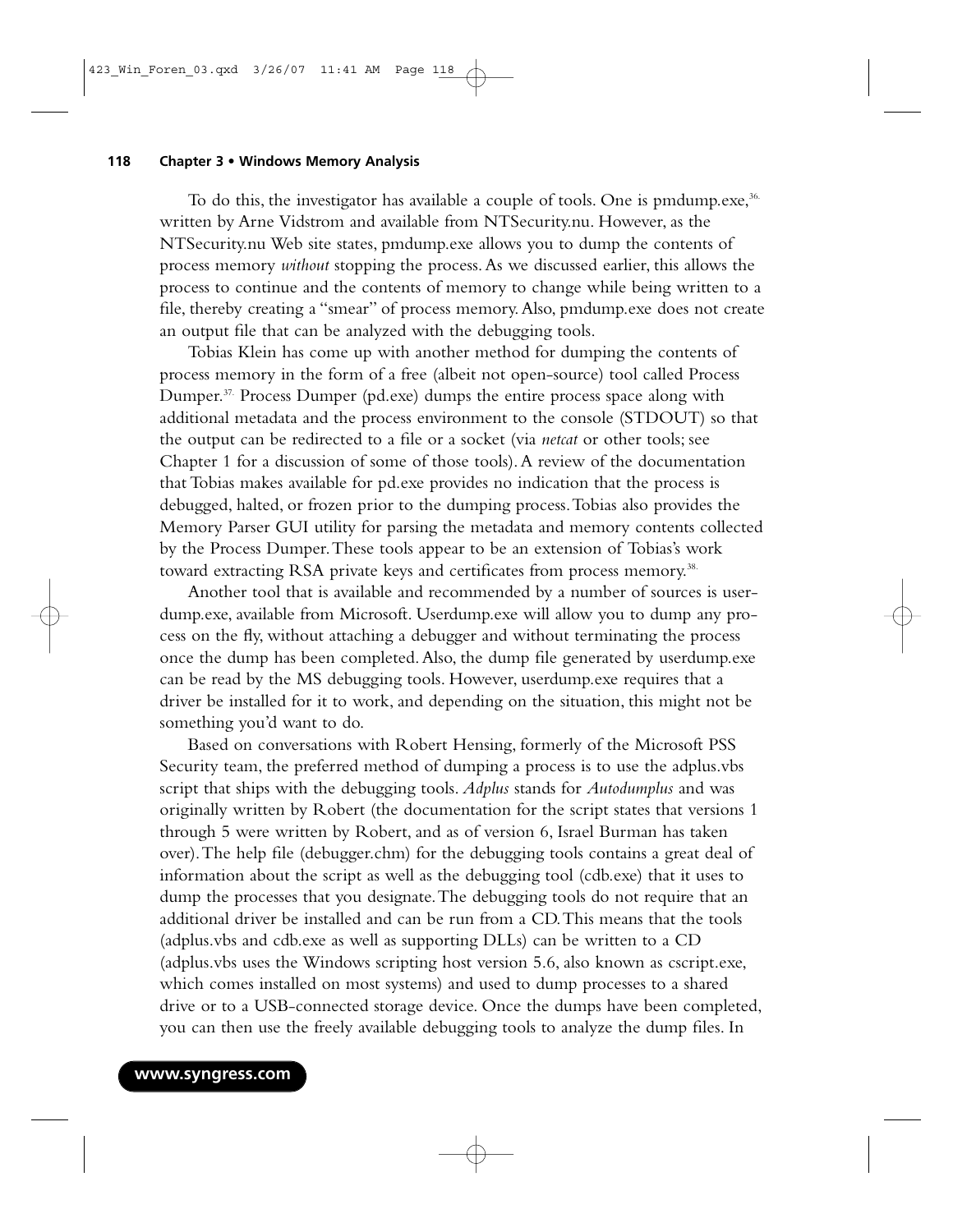To do this, the investigator has available a couple of tools. One is pmdump.exe,[36] written by Arne Vidstrom and available from NTSecurity.nu. However, as the NTSecurity.nu Web site states, pmdump.exe allows you to dump the contents of process memory *without* stopping the process. As we discussed earlier, this allows the process to continue and the contents of memory to change while being written to a file, thereby creating a "smear" of process memory. Also, pmdump.exe does not create an output file that can be analyzed with the debugging tools.

Tobias Klein has come up with another method for dumping the contents of process memory in the form of a free (albeit not open-source) tool called Process Dumper.[37] Process Dumper (pd.exe) dumps the entire process space along with additional metadata and the process environment to the console (STDOUT) so that the output can be redirected to a file or a socket (via *netcat* or other tools; see Chapter 1 for a discussion of some of those tools). A review of the documentation that Tobias makes available for pd.exe provides no indication that the process is debugged, halted, or frozen prior to the dumping process. Tobias also provides the Memory Parser GUI utility for parsing the metadata and memory contents collected by the Process Dumper. These tools appear to be an extension of Tobias's work toward extracting RSA private keys and certificates from process memory.[38]

Another tool that is available and recommended by a number of sources is userdump.exe, available from Microsoft. Userdump.exe will allow you to dump any process on the fly, without attaching a debugger and without terminating the process once the dump has been completed. Also, the dump file generated by userdump.exe can be read by the MS debugging tools. However, userdump.exe requires that a driver be installed for it to work, and depending on the situation, this might not be something you'd want to do.

Based on conversations with Robert Hensing, formerly of the Microsoft PSS Security team, the preferred method of dumping a process is to use the adplus.vbs script that ships with the debugging tools. *Adplus* stands for *Autodumplus* and was originally written by Robert (the documentation for the script states that versions 1 through 5 were written by Robert, and as of version 6, Israel Burman has taken over). The help file (debugger.chm) for the debugging tools contains a great deal of information about the script as well as the debugging tool (cdb.exe) that it uses to dump the processes that you designate. The debugging tools do not require that an additional driver be installed and can be run from a CD. This means that the tools (adplus.vbs and cdb.exe as well as supporting DLLs) can be written to a CD (adplus.vbs uses the Windows scripting host version 5.6, also known as cscript.exe, which comes installed on most systems) and used to dump processes to a shared drive or to a USB-connected storage device. Once the dumps have been completed, you can then use the freely available debugging tools to analyze the dump files. In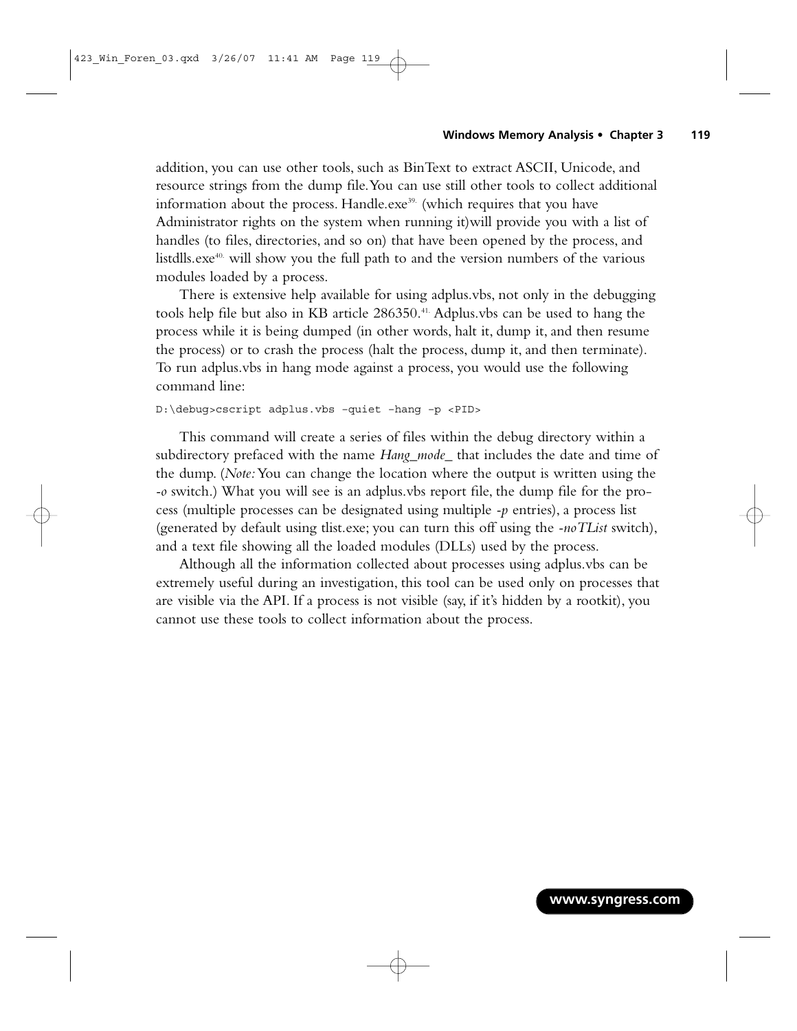addition, you can use other tools, such as BinText to extract ASCII, Unicode, and resource strings from the dump file. You can use still other tools to collect additional information about the process. Handle.exe[39.] (which requires that you have Administrator rights on the system when running it)will provide you with a list of handles (to files, directories, and so on) that have been opened by the process, and listdlls.exe[40.] will show you the full path to and the version numbers of the various modules loaded by a process.

There is extensive help available for using adplus.vbs, not only in the debugging tools help file but also in KB article 286350.[41.] Adplus.vbs can be used to hang the process while it is being dumped (in other words, halt it, dump it, and then resume the process) or to crash the process (halt the process, dump it, and then terminate). To run adplus.vbs in hang mode against a process, you would use the following command line:

```
D:\debug>cscript adplus.vbs -quiet -hang -p <PID>
```

This command will create a series of files within the debug directory within a subdirectory prefaced with the name *Hang_mode_* that includes the date and time of the dump. (*Note:* You can change the location where the output is written using the *-o* switch.) What you will see is an adplus.vbs report file, the dump file for the process (multiple processes can be designated using multiple *-p* entries), a process list (generated by default using tlist.exe; you can turn this off using the *-noTList* switch), and a text file showing all the loaded modules (DLLs) used by the process.

Although all the information collected about processes using adplus.vbs can be extremely useful during an investigation, this tool can be used only on processes that are visible via the API. If a process is not visible (say, if it's hidden by a rootkit), you cannot use these tools to collect information about the process.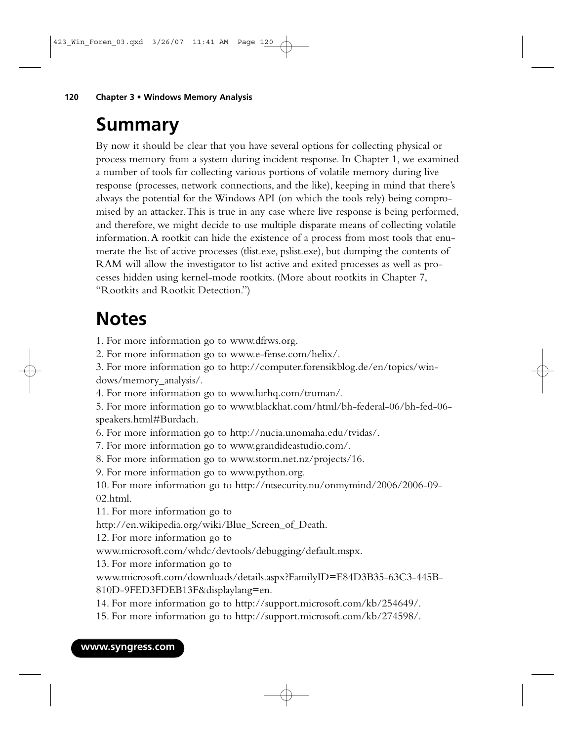## Summary

By now it should be clear that you have several options for collecting physical or process memory from a system during incident response. In Chapter 1, we examined a number of tools for collecting various portions of volatile memory during live response (processes, network connections, and the like), keeping in mind that there's always the potential for the Windows API (on which the tools rely) being compromised by an attacker. This is true in any case where live response is being performed, and therefore, we might decide to use multiple disparate means of collecting volatile information. A rootkit can hide the existence of a process from most tools that enumerate the list of active processes (tlist.exe, pslist.exe), but dumping the contents of RAM will allow the investigator to list active and exited processes as well as processes hidden using kernel-mode rootkits. (More about rootkits in Chapter 7, "Rootkits and Rootkit Detection.")

## Notes

1. For more information go to www.dfrws.org.
2. For more information go to www.e-fense.com/helix/.
3. For more information go to http://computer.forensikblog.de/en/topics/windows/memory_analysis/.
4. For more information go to www.lurhq.com/truman/.
5. For more information go to www.blackhat.com/html/bh-federal-06/bh-fed-06-speakers.html#Burdach.
6. For more information go to http://nucia.unomaha.edu/tvidas/.
7. For more information go to www.grandideastudio.com/.
8. For more information go to www.storm.net.nz/projects/16.
9. For more information go to www.python.org.
10. For more information go to http://ntsecurity.nu/onmymind/2006/2006-09-02.html.
11. For more information go to http://en.wikipedia.org/wiki/Blue_Screen_of_Death.
12. For more information go to www.microsoft.com/whdc/devtools/debugging/default.mspx.
13. For more information go to www.microsoft.com/downloads/details.aspx?FamilyID=E84D3B35-63C3-445B-810D-9FED3FDEB13F&displaylang=en.
14. For more information go to http://support.microsoft.com/kb/254649/.
15. For more information go to http://support.microsoft.com/kb/274598/.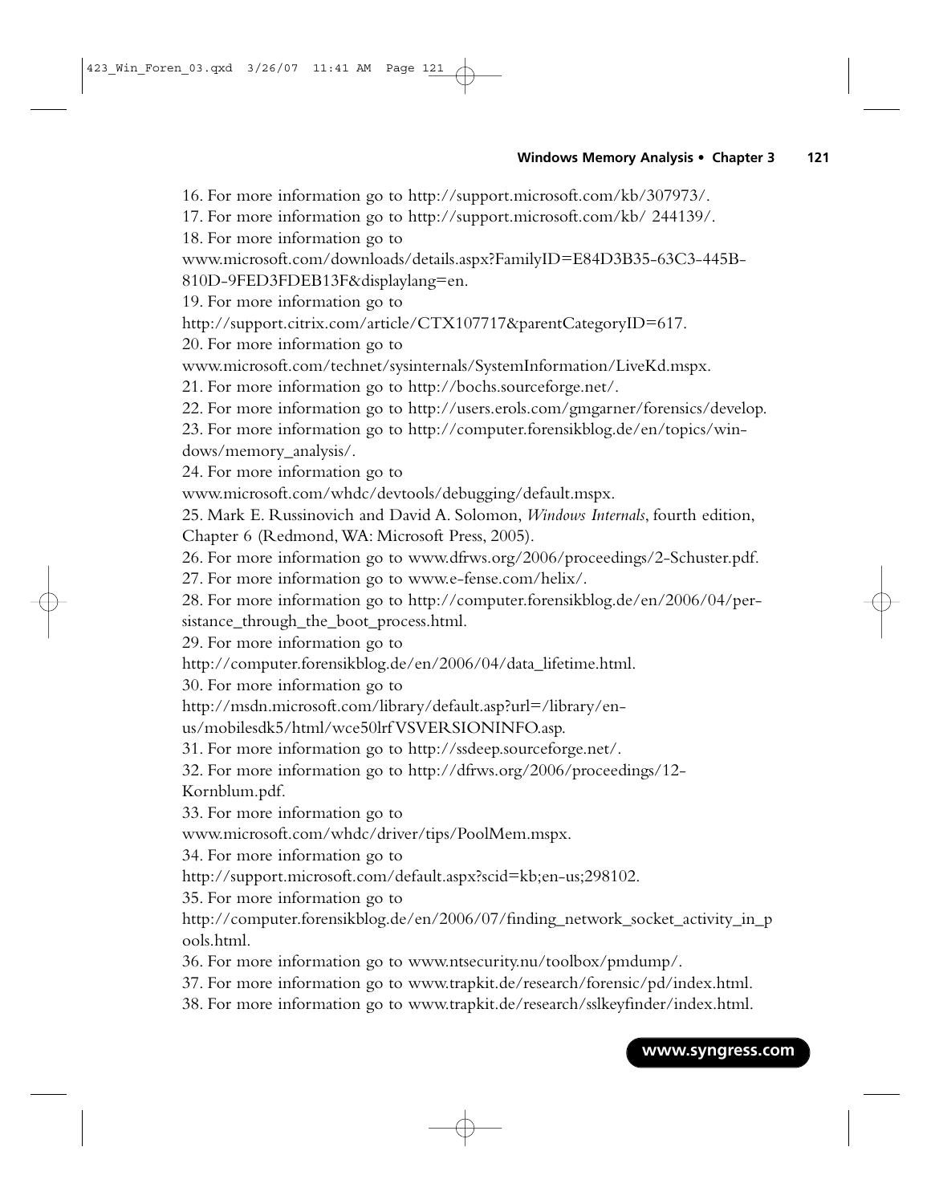16. For more information go to http://support.microsoft.com/kb/307973/.
17. For more information go to http://support.microsoft.com/kb/ 244139/.
18. For more information go to www.microsoft.com/downloads/details.aspx?FamilyID=E84D3B35-63C3-445B-810D-9FED3FDEB13F&displaylang=en.
19. For more information go to http://support.citrix.com/article/CTX107717&parentCategoryID=617.
20. For more information go to www.microsoft.com/technet/sysinternals/SystemInformation/LiveKd.mspx.
21. For more information go to http://bochs.sourceforge.net/.
22. For more information go to http://users.erols.com/gmgarner/forensics/develop.
23. For more information go to http://computer.forensikblog.de/en/topics/windows/memory_analysis/.
24. For more information go to www.microsoft.com/whdc/devtools/debugging/default.mspx.
25. Mark E. Russinovich and David A. Solomon, *Windows Internals*, fourth edition, Chapter 6 (Redmond, WA: Microsoft Press, 2005).
26. For more information go to www.dfrws.org/2006/proceedings/2-Schuster.pdf.
27. For more information go to www.e-fense.com/helix/.
28. For more information go to http://computer.forensikblog.de/en/2006/04/persistance_through_the_boot_process.html.
29. For more information go to http://computer.forensikblog.de/en/2006/04/data_lifetime.html.
30. For more information go to http://msdn.microsoft.com/library/default.asp?url=/library/en-us/mobilesdk5/html/wce50lrfVSVERSIONINFO.asp.
31. For more information go to http://ssdeep.sourceforge.net/.
32. For more information go to http://dfrws.org/2006/proceedings/12-Kornblum.pdf.
33. For more information go to www.microsoft.com/whdc/driver/tips/PoolMem.mspx.
34. For more information go to http://support.microsoft.com/default.aspx?scid=kb;en-us;298102.
35. For more information go to http://computer.forensikblog.de/en/2006/07/finding_network_socket_activity_in_pools.html.
36. For more information go to www.ntsecurity.nu/toolbox/pmdump/.
37. For more information go to www.trapkit.de/research/forensic/pd/index.html.
38. For more information go to www.trapkit.de/research/sslkeyfinder/index.html.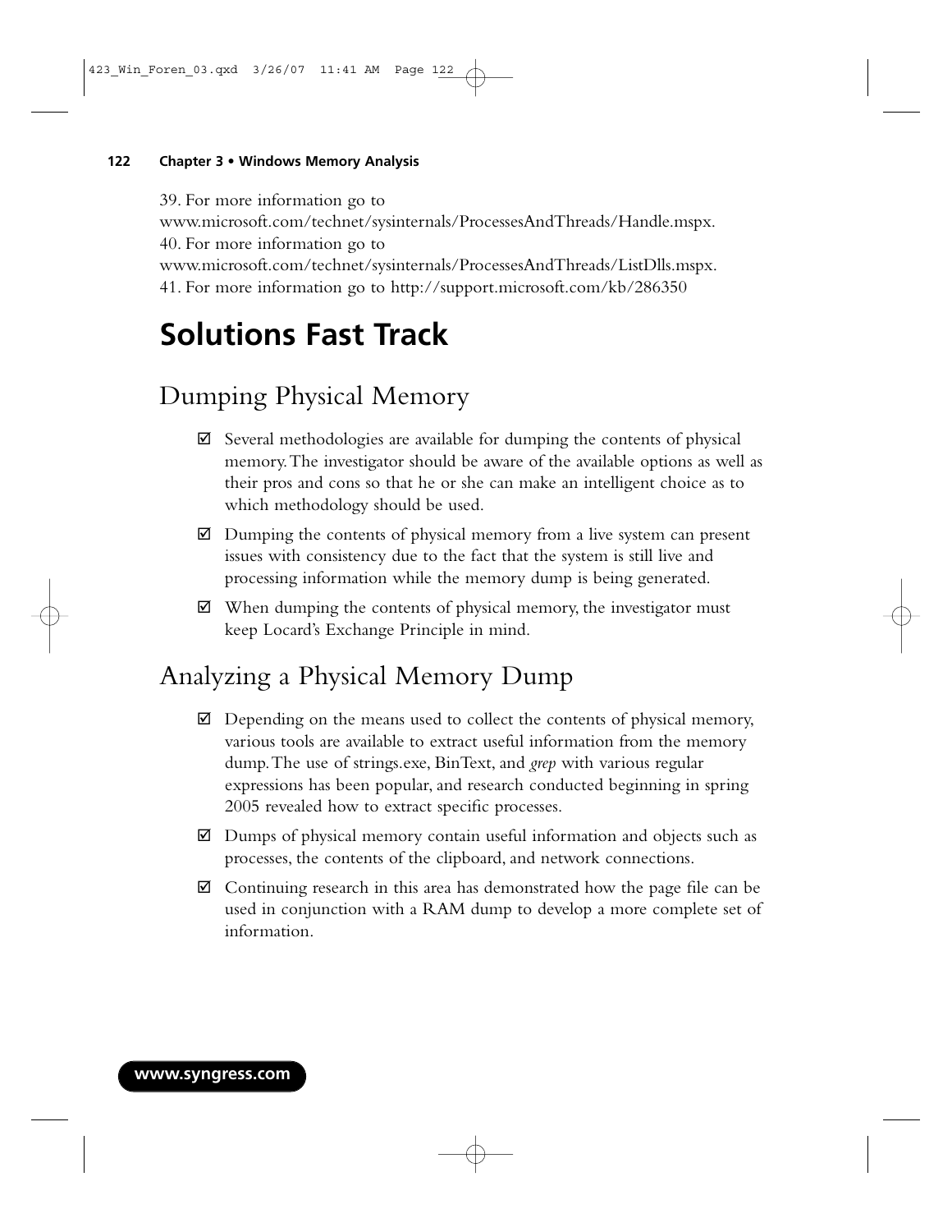39. For more information go to www.microsoft.com/technet/sysinternals/ProcessesAndThreads/Handle.mspx.

40. For more information go to www.microsoft.com/technet/sysinternals/ProcessesAndThreads/ListDlls.mspx.

41. For more information go to http://support.microsoft.com/kb/286350

# Solutions Fast Track

## Dumping Physical Memory

- ☑ Several methodologies are available for dumping the contents of physical memory. The investigator should be aware of the available options as well as their pros and cons so that he or she can make an intelligent choice as to which methodology should be used.
- ☑ Dumping the contents of physical memory from a live system can present issues with consistency due to the fact that the system is still live and processing information while the memory dump is being generated.
- ☑ When dumping the contents of physical memory, the investigator must keep Locard's Exchange Principle in mind.

## Analyzing a Physical Memory Dump

- ☑ Depending on the means used to collect the contents of physical memory, various tools are available to extract useful information from the memory dump. The use of strings.exe, BinText, and *grep* with various regular expressions has been popular, and research conducted beginning in spring 2005 revealed how to extract specific processes.
- ☑ Dumps of physical memory contain useful information and objects such as processes, the contents of the clipboard, and network connections.
- ☑ Continuing research in this area has demonstrated how the page file can be used in conjunction with a RAM dump to develop a more complete set of information.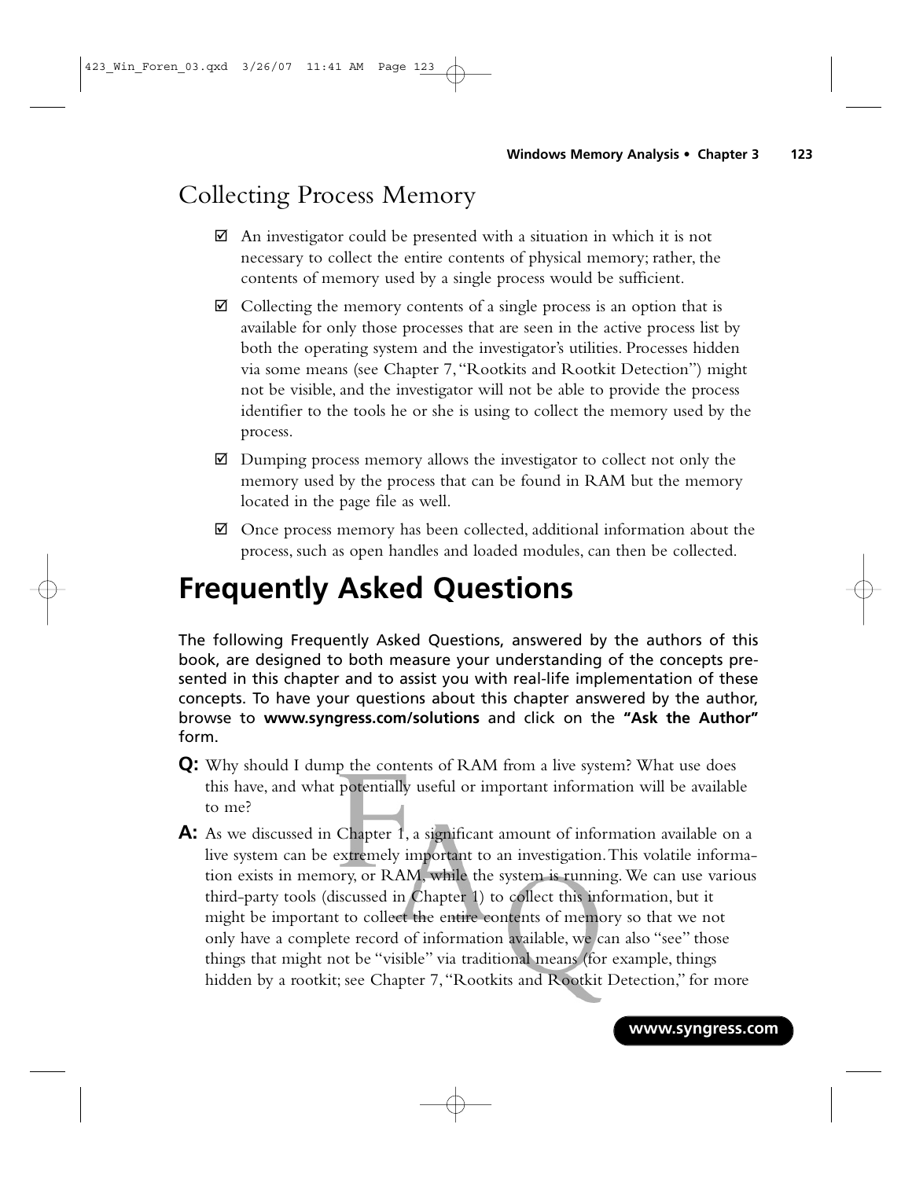## Collecting Process Memory

- ☑ An investigator could be presented with a situation in which it is not necessary to collect the entire contents of physical memory; rather, the contents of memory used by a single process would be sufficient.
- ☑ Collecting the memory contents of a single process is an option that is available for only those processes that are seen in the active process list by both the operating system and the investigator's utilities. Processes hidden via some means (see Chapter 7, "Rootkits and Rootkit Detection") might not be visible, and the investigator will not be able to provide the process identifier to the tools he or she is using to collect the memory used by the process.
- ☑ Dumping process memory allows the investigator to collect not only the memory used by the process that can be found in RAM but the memory located in the page file as well.
- ☑ Once process memory has been collected, additional information about the process, such as open handles and loaded modules, can then be collected.

# Frequently Asked Questions

The following Frequently Asked Questions, answered by the authors of this book, are designed to both measure your understanding of the concepts presented in this chapter and to assist you with real-life implementation of these concepts. To have your questions about this chapter answered by the author, browse to **www.syngress.com/solutions** and click on the **"Ask the Author"** form.

**Q:** Why should I dump the contents of RAM from a live system? What use does this have, and what potentially useful or important information will be available to me?

**A:** As we discussed in Chapter 1, a significant amount of information available on a live system can be extremely important to an investigation. This volatile information exists in memory, or RAM, while the system is running. We can use various third-party tools (discussed in Chapter 1) to collect this information, but it might be important to collect the entire contents of memory so that we not only have a complete record of information available, we can also "see" those things that might not be "visible" via traditional means (for example, things hidden by a rootkit; see Chapter 7, "Rootkits and Rootkit Detection," for more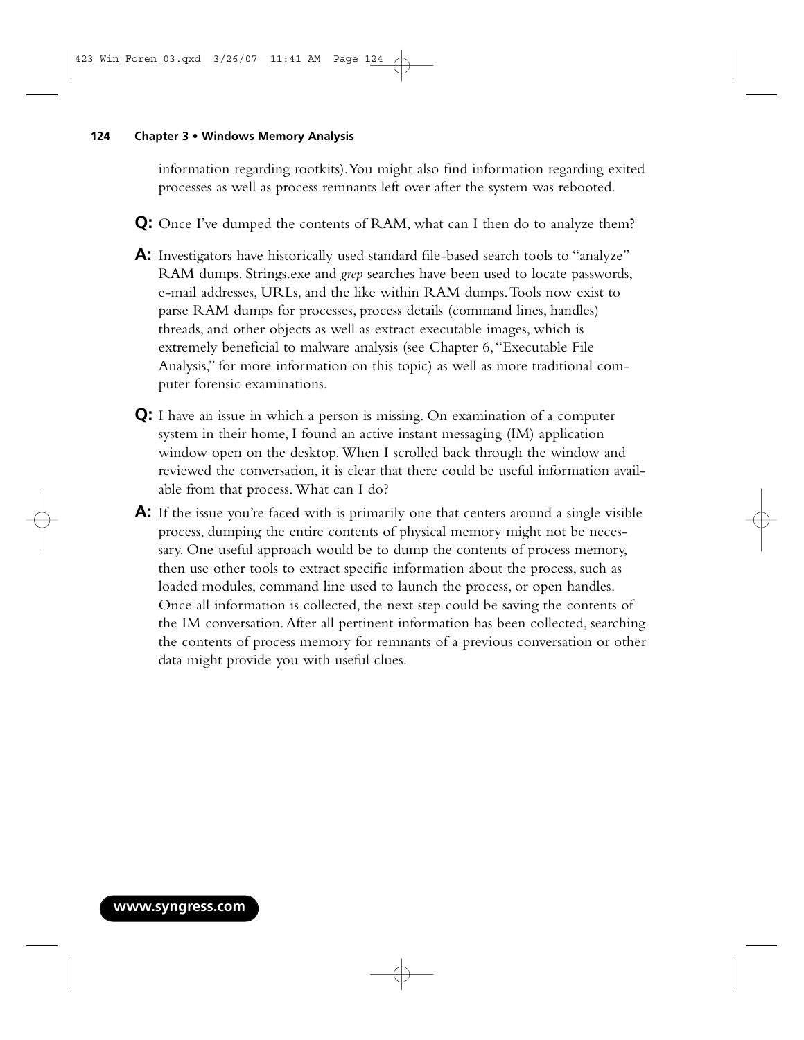information regarding rootkits). You might also find information regarding exited processes as well as process remnants left over after the system was rebooted.

**Q:** Once I've dumped the contents of RAM, what can I then do to analyze them?

**A:** Investigators have historically used standard file-based search tools to "analyze" RAM dumps. Strings.exe and *grep* searches have been used to locate passwords, e-mail addresses, URLs, and the like within RAM dumps. Tools now exist to parse RAM dumps for processes, process details (command lines, handles) threads, and other objects as well as extract executable images, which is extremely beneficial to malware analysis (see Chapter 6, "Executable File Analysis," for more information on this topic) as well as more traditional computer forensic examinations.

**Q:** I have an issue in which a person is missing. On examination of a computer system in their home, I found an active instant messaging (IM) application window open on the desktop. When I scrolled back through the window and reviewed the conversation, it is clear that there could be useful information available from that process. What can I do?

**A:** If the issue you're faced with is primarily one that centers around a single visible process, dumping the entire contents of physical memory might not be necessary. One useful approach would be to dump the contents of process memory, then use other tools to extract specific information about the process, such as loaded modules, command line used to launch the process, or open handles. Once all information is collected, the next step could be saving the contents of the IM conversation. After all pertinent information has been collected, searching the contents of process memory for remnants of a previous conversation or other data might provide you with useful clues.